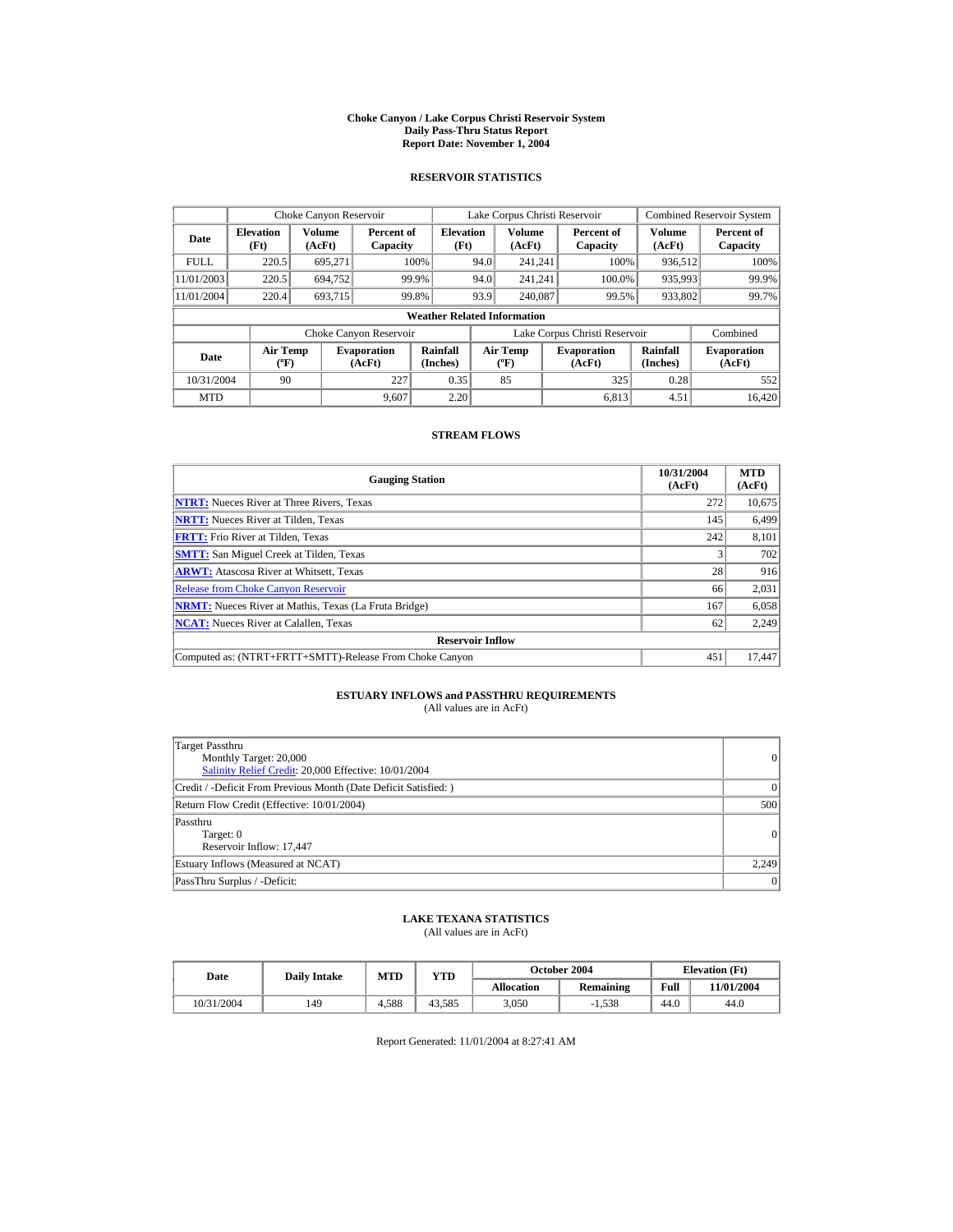# Choke Canyon / Lake Corpus Christi Reservoir System
## Daily Pass-Thru Status Report
### Report Date: November 1, 2004

## RESERVOIR STATISTICS

| Date | Choke Canyon Reservoir | | | Lake Corpus Christi Reservoir | | | Combined Reservoir System | |
|---|---|---|---|---|---|---|---|---|
| | Elevation (Ft) | Volume (AcFt) | Percent of Capacity | Elevation (Ft) | Volume (AcFt) | Percent of Capacity | Volume (AcFt) | Percent of Capacity |
| FULL | 220.5 | 695,271 | 100% | 94.0 | 241,241 | 100% | 936,512 | 100% |
| 11/01/2003 | 220.5 | 694,752 | 99.9% | 94.0 | 241,241 | 100.0% | 935,993 | 99.9% |
| 11/01/2004 | 220.4 | 693,715 | 99.8% | 93.9 | 240,087 | 99.5% | 933,802 | 99.7% |

**Weather Related Information**

| Date | Choke Canyon Reservoir | | | Lake Corpus Christi Reservoir | | | Combined |
|---|---|---|---|---|---|---|---|
| | Air Temp (ºF) | Evaporation (AcFt) | Rainfall (Inches) | Air Temp (ºF) | Evaporation (AcFt) | Rainfall (Inches) | Evaporation (AcFt) |
| 10/31/2004 | 90 | 227 | 0.35 | 85 | 325 | 0.28 | 552 |
| MTD | | 9,607 | 2.20 | | 6,813 | 4.51 | 16,420 |

## STREAM FLOWS

| Gauging Station | 10/31/2004 (AcFt) | MTD (AcFt) |
|---|---|---|
| NTRT: Nueces River at Three Rivers, Texas | 272 | 10,675 |
| NRTT: Nueces River at Tilden, Texas | 145 | 6,499 |
| FRTT: Frio River at Tilden, Texas | 242 | 8,101 |
| SMTT: San Miguel Creek at Tilden, Texas | 3 | 702 |
| ARWT: Atascosa River at Whitsett, Texas | 28 | 916 |
| Release from Choke Canyon Reservoir | 66 | 2,031 |
| NRMT: Nueces River at Mathis, Texas (La Fruta Bridge) | 167 | 6,058 |
| NCAT: Nueces River at Calallen, Texas | 62 | 2,249 |
| **Reservoir Inflow** | | |
| Computed as: (NTRT+FRTT+SMTT)-Release From Choke Canyon | 451 | 17,447 |

## ESTUARY INFLOWS and PASSTHRU REQUIREMENTS
(All values are in AcFt)

| Item | Value |
|---|---|
| Target Passthru<br>Monthly Target: 20,000<br>Salinity Relief Credit: 20,000 Effective: 10/01/2004 | 0 |
| Credit / -Deficit From Previous Month (Date Deficit Satisfied: ) | 0 |
| Return Flow Credit (Effective: 10/01/2004) | 500 |
| Passthru<br>Target: 0<br>Reservoir Inflow: 17,447 | 0 |
| Estuary Inflows (Measured at NCAT) | 2,249 |
| PassThru Surplus / -Deficit: | 0 |

## LAKE TEXANA STATISTICS
(All values are in AcFt)

| Date | Daily Intake | MTD | YTD | October 2004 | | Elevation (Ft) | |
|---|---|---|---|---|---|---|---|
| | | | | Allocation | Remaining | Full | 11/01/2004 |
| 10/31/2004 | 149 | 4,588 | 43,585 | 3,050 | -1,538 | 44.0 | 44.0 |

Report Generated: 11/01/2004 at 8:27:41 AM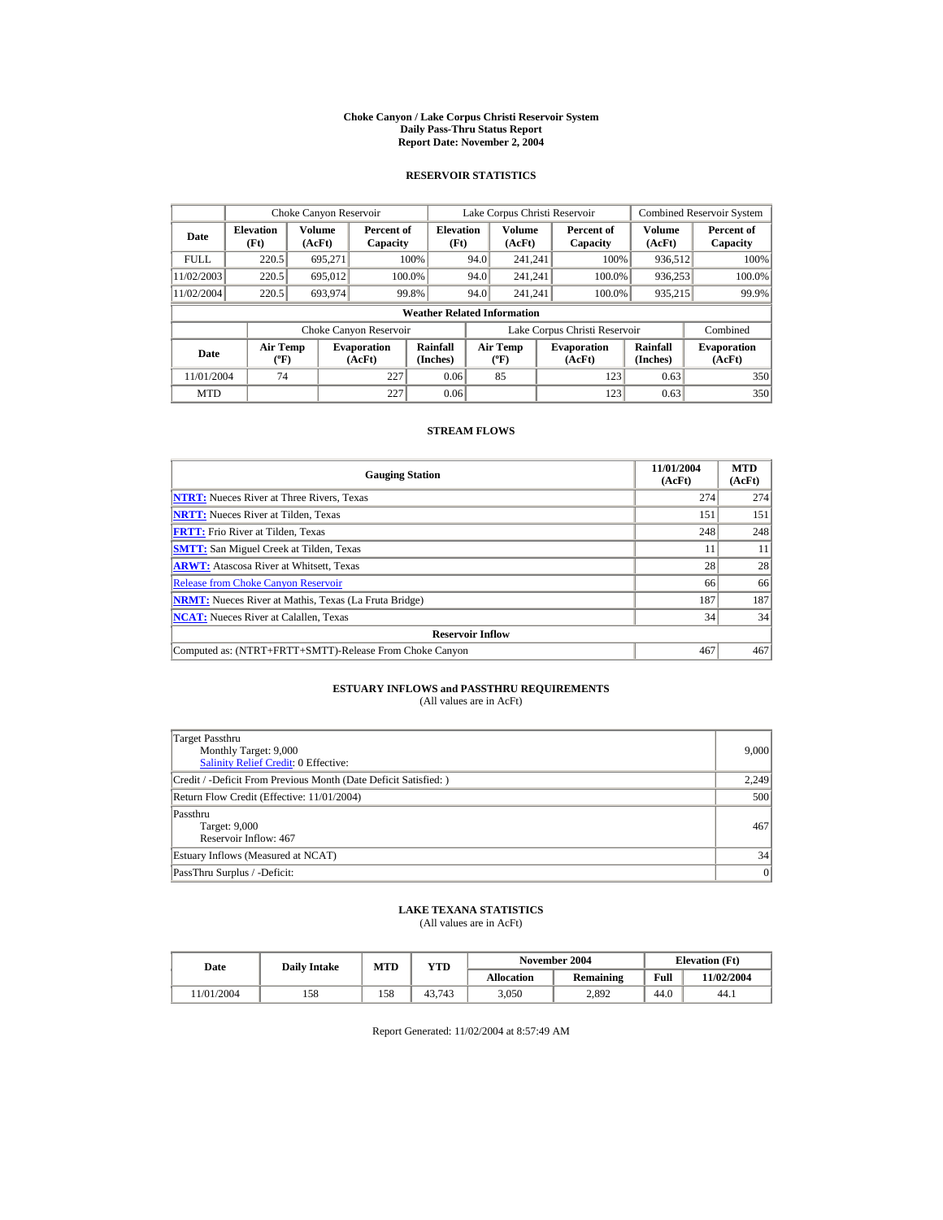**Choke Canyon / Lake Corpus Christi Reservoir System**
**Daily Pass-Thru Status Report**
**Report Date: November 2, 2004**

## RESERVOIR STATISTICS

| Date | Choke Canyon Reservoir | | | Lake Corpus Christi Reservoir | | | Combined Reservoir System | |
|---|---|---|---|---|---|---|---|---|
| | Elevation (Ft) | Volume (AcFt) | Percent of Capacity | Elevation (Ft) | Volume (AcFt) | Percent of Capacity | Volume (AcFt) | Percent of Capacity |
| FULL | 220.5 | 695,271 | 100% | 94.0 | 241,241 | 100% | 936,512 | 100% |
| 11/02/2003 | 220.5 | 695,012 | 100.0% | 94.0 | 241,241 | 100.0% | 936,253 | 100.0% |
| 11/02/2004 | 220.5 | 693,974 | 99.8% | 94.0 | 241,241 | 100.0% | 935,215 | 99.9% |

**Weather Related Information**

| Date | Choke Canyon Reservoir | | | Lake Corpus Christi Reservoir | | | Combined |
|---|---|---|---|---|---|---|---|
| | Air Temp (ºF) | Evaporation (AcFt) | Rainfall (Inches) | Air Temp (ºF) | Evaporation (AcFt) | Rainfall (Inches) | Evaporation (AcFt) |
| 11/01/2004 | 74 | 227 | 0.06 | 85 | 123 | 0.63 | 350 |
| MTD | | 227 | 0.06 | | 123 | 0.63 | 350 |

## STREAM FLOWS

| Gauging Station | 11/01/2004 (AcFt) | MTD (AcFt) |
|---|---|---|
| **NTRT:** Nueces River at Three Rivers, Texas | 274 | 274 |
| **NRTT:** Nueces River at Tilden, Texas | 151 | 151 |
| **FRTT:** Frio River at Tilden, Texas | 248 | 248 |
| **SMTT:** San Miguel Creek at Tilden, Texas | 11 | 11 |
| **ARWT:** Atascosa River at Whitsett, Texas | 28 | 28 |
| Release from Choke Canyon Reservoir | 66 | 66 |
| **NRMT:** Nueces River at Mathis, Texas (La Fruta Bridge) | 187 | 187 |
| **NCAT:** Nueces River at Calallen, Texas | 34 | 34 |
| **Reservoir Inflow** | | |
| Computed as: (NTRT+FRTT+SMTT)-Release From Choke Canyon | 467 | 467 |

## ESTUARY INFLOWS and PASSTHRU REQUIREMENTS

(All values are in AcFt)

| | |
|---|---|
| Target Passthru<br>Monthly Target: 9,000<br>Salinity Relief Credit: 0 Effective: | 9,000 |
| Credit / -Deficit From Previous Month (Date Deficit Satisfied: ) | 2,249 |
| Return Flow Credit (Effective: 11/01/2004) | 500 |
| Passthru<br>Target: 9,000<br>Reservoir Inflow: 467 | 467 |
| Estuary Inflows (Measured at NCAT) | 34 |
| PassThru Surplus / -Deficit: | 0 |

## LAKE TEXANA STATISTICS

(All values are in AcFt)

| Date | Daily Intake | MTD | YTD | November 2004 | | Elevation (Ft) | |
|---|---|---|---|---|---|---|---|
| | | | | Allocation | Remaining | Full | 11/02/2004 |
| 11/01/2004 | 158 | 158 | 43,743 | 3,050 | 2,892 | 44.0 | 44.1 |

Report Generated: 11/02/2004 at 8:57:49 AM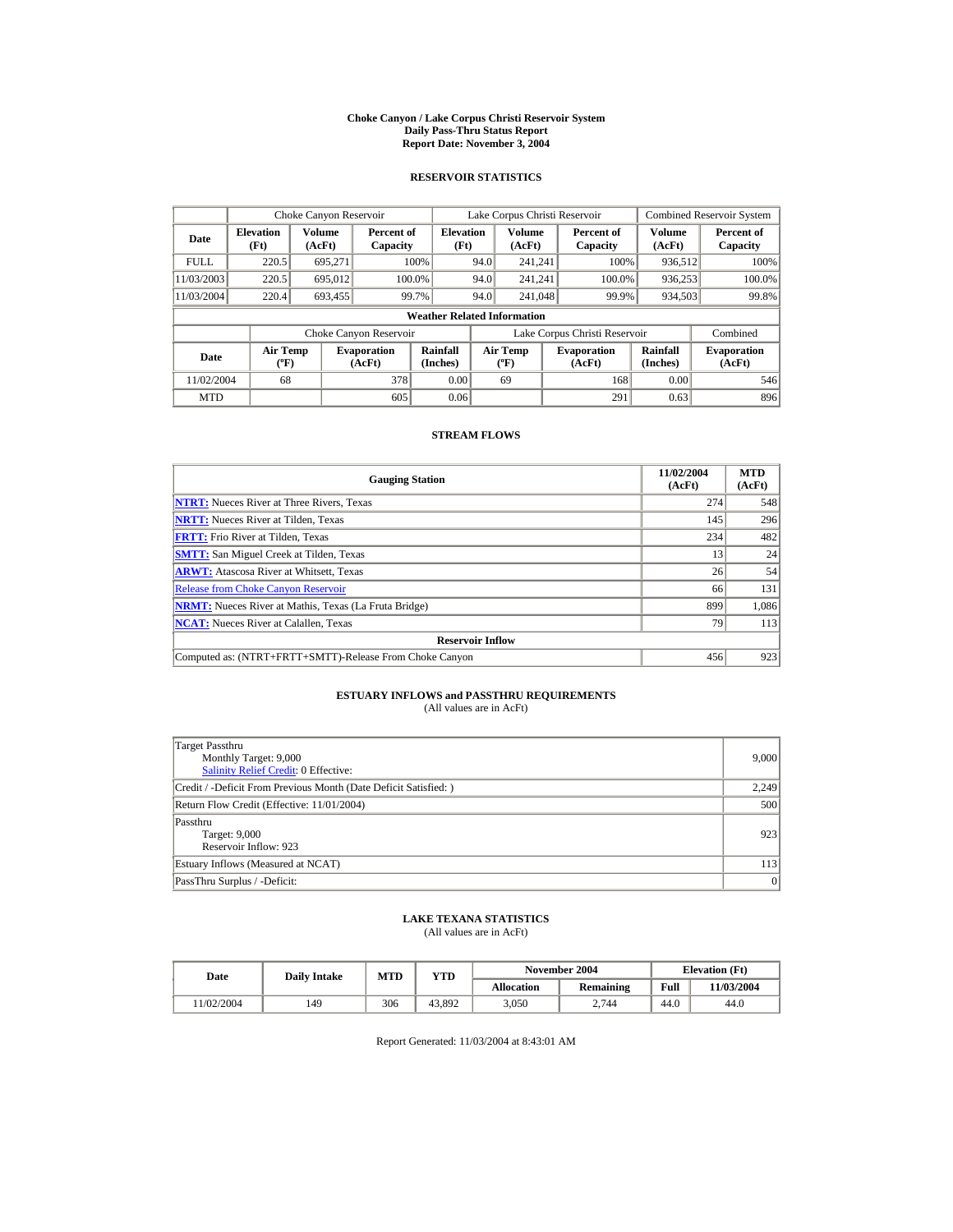# Choke Canyon / Lake Corpus Christi Reservoir System
## Daily Pass-Thru Status Report
### Report Date: November 3, 2004

## RESERVOIR STATISTICS

| Date | Choke Canyon Reservoir | | | Lake Corpus Christi Reservoir | | | Combined Reservoir System | |
|---|---|---|---|---|---|---|---|---|
| | Elevation (Ft) | Volume (AcFt) | Percent of Capacity | Elevation (Ft) | Volume (AcFt) | Percent of Capacity | Volume (AcFt) | Percent of Capacity |
| FULL | 220.5 | 695,271 | 100% | 94.0 | 241,241 | 100% | 936,512 | 100% |
| 11/03/2003 | 220.5 | 695,012 | 100.0% | 94.0 | 241,241 | 100.0% | 936,253 | 100.0% |
| 11/03/2004 | 220.4 | 693,455 | 99.7% | 94.0 | 241,048 | 99.9% | 934,503 | 99.8% |

**Weather Related Information**

| Date | Choke Canyon Reservoir | | | Lake Corpus Christi Reservoir | | | Combined |
|---|---|---|---|---|---|---|---|
| | Air Temp (ºF) | Evaporation (AcFt) | Rainfall (Inches) | Air Temp (ºF) | Evaporation (AcFt) | Rainfall (Inches) | Evaporation (AcFt) |
| 11/02/2004 | 68 | 378 | 0.00 | 69 | 168 | 0.00 | 546 |
| MTD | | 605 | 0.06 | | 291 | 0.63 | 896 |

## STREAM FLOWS

| Gauging Station | 11/02/2004 (AcFt) | MTD (AcFt) |
|---|---|---|
| **NTRT:** Nueces River at Three Rivers, Texas | 274 | 548 |
| **NRTT:** Nueces River at Tilden, Texas | 145 | 296 |
| **FRTT:** Frio River at Tilden, Texas | 234 | 482 |
| **SMTT:** San Miguel Creek at Tilden, Texas | 13 | 24 |
| **ARWT:** Atascosa River at Whitsett, Texas | 26 | 54 |
| Release from Choke Canyon Reservoir | 66 | 131 |
| **NRMT:** Nueces River at Mathis, Texas (La Fruta Bridge) | 899 | 1,086 |
| **NCAT:** Nueces River at Calallen, Texas | 79 | 113 |
| **Reservoir Inflow** | | |
| Computed as: (NTRT+FRTT+SMTT)-Release From Choke Canyon | 456 | 923 |

## ESTUARY INFLOWS and PASSTHRU REQUIREMENTS
(All values are in AcFt)

| | |
|---|---|
| Target Passthru<br>Monthly Target: 9,000<br>Salinity Relief Credit: 0 Effective: | 9,000 |
| Credit / -Deficit From Previous Month (Date Deficit Satisfied: ) | 2,249 |
| Return Flow Credit (Effective: 11/01/2004) | 500 |
| Passthru<br>Target: 9,000<br>Reservoir Inflow: 923 | 923 |
| Estuary Inflows (Measured at NCAT) | 113 |
| PassThru Surplus / -Deficit: | 0 |

## LAKE TEXANA STATISTICS
(All values are in AcFt)

| Date | Daily Intake | MTD | YTD | November 2004 | | Elevation (Ft) | |
|---|---|---|---|---|---|---|---|
| | | | | Allocation | Remaining | Full | 11/03/2004 |
| 11/02/2004 | 149 | 306 | 43,892 | 3,050 | 2,744 | 44.0 | 44.0 |

Report Generated: 11/03/2004 at 8:43:01 AM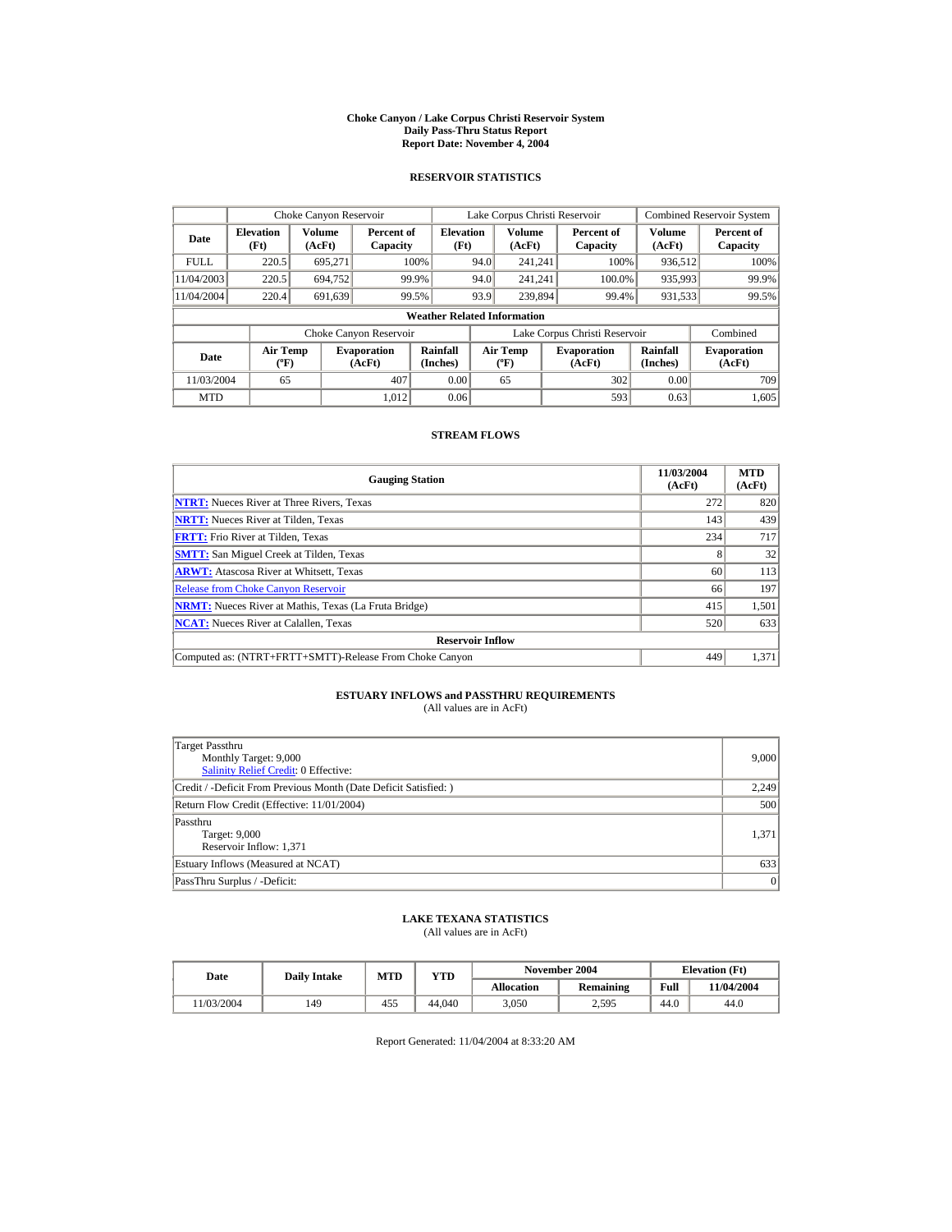# Choke Canyon / Lake Corpus Christi Reservoir System
## Daily Pass-Thru Status Report
### Report Date: November 4, 2004

## RESERVOIR STATISTICS

| Date | Choke Canyon Reservoir | | | Lake Corpus Christi Reservoir | | | Combined Reservoir System | |
|---|---|---|---|---|---|---|---|---|
| | Elevation (Ft) | Volume (AcFt) | Percent of Capacity | Elevation (Ft) | Volume (AcFt) | Percent of Capacity | Volume (AcFt) | Percent of Capacity |
| FULL | 220.5 | 695,271 | 100% | 94.0 | 241,241 | 100% | 936,512 | 100% |
| 11/04/2003 | 220.5 | 694,752 | 99.9% | 94.0 | 241,241 | 100.0% | 935,993 | 99.9% |
| 11/04/2004 | 220.4 | 691,639 | 99.5% | 93.9 | 239,894 | 99.4% | 931,533 | 99.5% |

**Weather Related Information**

| Date | Choke Canyon Reservoir | | | Lake Corpus Christi Reservoir | | | Combined |
|---|---|---|---|---|---|---|---|
| | Air Temp (ºF) | Evaporation (AcFt) | Rainfall (Inches) | Air Temp (ºF) | Evaporation (AcFt) | Rainfall (Inches) | Evaporation (AcFt) |
| 11/03/2004 | 65 | 407 | 0.00 | 65 | 302 | 0.00 | 709 |
| MTD | | 1,012 | 0.06 | | 593 | 0.63 | 1,605 |

## STREAM FLOWS

| Gauging Station | 11/03/2004 (AcFt) | MTD (AcFt) |
|---|---|---|
| **NTRT:** Nueces River at Three Rivers, Texas | 272 | 820 |
| **NRTT:** Nueces River at Tilden, Texas | 143 | 439 |
| **FRTT:** Frio River at Tilden, Texas | 234 | 717 |
| **SMTT:** San Miguel Creek at Tilden, Texas | 8 | 32 |
| **ARWT:** Atascosa River at Whitsett, Texas | 60 | 113 |
| Release from Choke Canyon Reservoir | 66 | 197 |
| **NRMT:** Nueces River at Mathis, Texas (La Fruta Bridge) | 415 | 1,501 |
| **NCAT:** Nueces River at Calallen, Texas | 520 | 633 |
| **Reservoir Inflow** | | |
| Computed as: (NTRT+FRTT+SMTT)-Release From Choke Canyon | 449 | 1,371 |

## ESTUARY INFLOWS and PASSTHRU REQUIREMENTS
(All values are in AcFt)

| | |
|---|---|
| Target Passthru<br>Monthly Target: 9,000<br>Salinity Relief Credit: 0 Effective: | 9,000 |
| Credit / -Deficit From Previous Month (Date Deficit Satisfied: ) | 2,249 |
| Return Flow Credit (Effective: 11/01/2004) | 500 |
| Passthru<br>Target: 9,000<br>Reservoir Inflow: 1,371 | 1,371 |
| Estuary Inflows (Measured at NCAT) | 633 |
| PassThru Surplus / -Deficit: | 0 |

## LAKE TEXANA STATISTICS
(All values are in AcFt)

| Date | Daily Intake | MTD | YTD | November 2004 | | Elevation (Ft) | |
|---|---|---|---|---|---|---|---|
| | | | | Allocation | Remaining | Full | 11/04/2004 |
| 11/03/2004 | 149 | 455 | 44,040 | 3,050 | 2,595 | 44.0 | 44.0 |

Report Generated: 11/04/2004 at 8:33:20 AM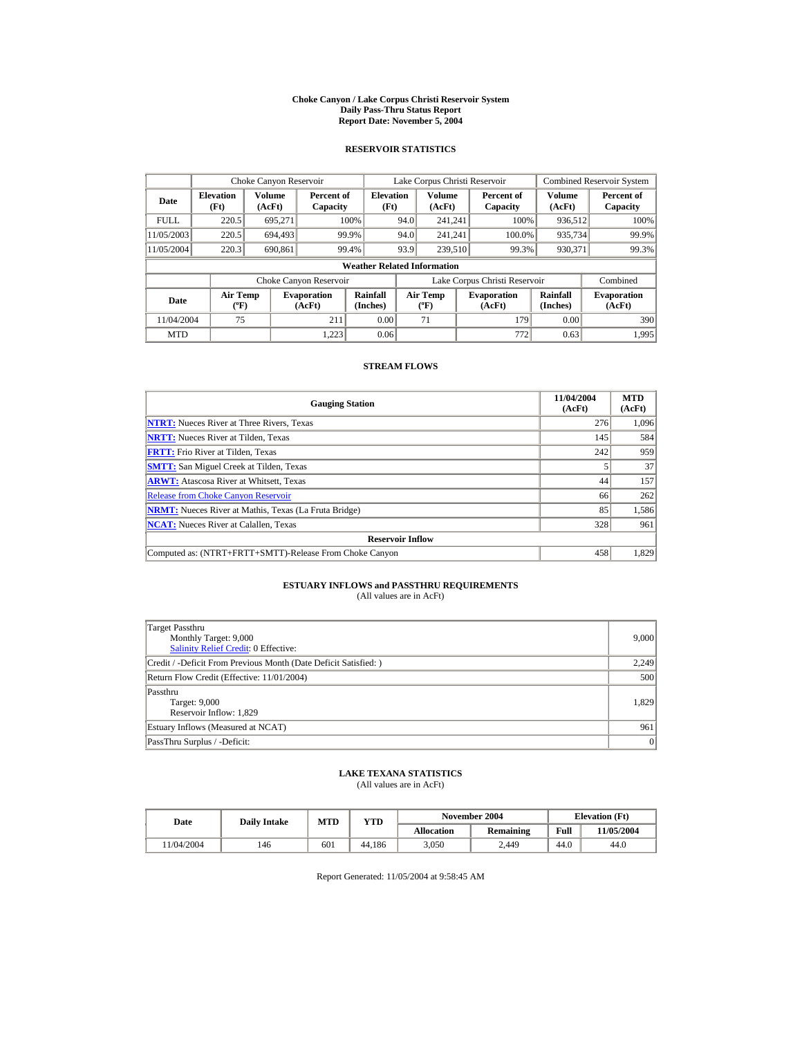# Choke Canyon / Lake Corpus Christi Reservoir System
## Daily Pass-Thru Status Report
## Report Date: November 5, 2004

### RESERVOIR STATISTICS

| Date | Choke Canyon Reservoir | | | Lake Corpus Christi Reservoir | | | Combined Reservoir System | |
|---|---|---|---|---|---|---|---|---|
| | Elevation (Ft) | Volume (AcFt) | Percent of Capacity | Elevation (Ft) | Volume (AcFt) | Percent of Capacity | Volume (AcFt) | Percent of Capacity |
| FULL | 220.5 | 695,271 | 100% | 94.0 | 241,241 | 100% | 936,512 | 100% |
| 11/05/2003 | 220.5 | 694,493 | 99.9% | 94.0 | 241,241 | 100.0% | 935,734 | 99.9% |
| 11/05/2004 | 220.3 | 690,861 | 99.4% | 93.9 | 239,510 | 99.3% | 930,371 | 99.3% |

**Weather Related Information**

| Date | Choke Canyon Reservoir | | | Lake Corpus Christi Reservoir | | | Combined |
|---|---|---|---|---|---|---|---|
| | Air Temp (ºF) | Evaporation (AcFt) | Rainfall (Inches) | Air Temp (ºF) | Evaporation (AcFt) | Rainfall (Inches) | Evaporation (AcFt) |
| 11/04/2004 | 75 | 211 | 0.00 | 71 | 179 | 0.00 | 390 |
| MTD | | 1,223 | 0.06 | | 772 | 0.63 | 1,995 |

### STREAM FLOWS

| Gauging Station | 11/04/2004 (AcFt) | MTD (AcFt) |
|---|---|---|
| NTRT: Nueces River at Three Rivers, Texas | 276 | 1,096 |
| NRTT: Nueces River at Tilden, Texas | 145 | 584 |
| FRTT: Frio River at Tilden, Texas | 242 | 959 |
| SMTT: San Miguel Creek at Tilden, Texas | 5 | 37 |
| ARWT: Atascosa River at Whitsett, Texas | 44 | 157 |
| Release from Choke Canyon Reservoir | 66 | 262 |
| NRMT: Nueces River at Mathis, Texas (La Fruta Bridge) | 85 | 1,586 |
| NCAT: Nueces River at Calallen, Texas | 328 | 961 |
| **Reservoir Inflow** | | |
| Computed as: (NTRT+FRTT+SMTT)-Release From Choke Canyon | 458 | 1,829 |

### ESTUARY INFLOWS and PASSTHRU REQUIREMENTS
(All values are in AcFt)

| Item | Value |
|---|---|
| Target Passthru<br>Monthly Target: 9,000<br>Salinity Relief Credit: 0 Effective: | 9,000 |
| Credit / -Deficit From Previous Month (Date Deficit Satisfied: ) | 2,249 |
| Return Flow Credit (Effective: 11/01/2004) | 500 |
| Passthru<br>Target: 9,000<br>Reservoir Inflow: 1,829 | 1,829 |
| Estuary Inflows (Measured at NCAT) | 961 |
| PassThru Surplus / -Deficit: | 0 |

### LAKE TEXANA STATISTICS
(All values are in AcFt)

| Date | Daily Intake | MTD | YTD | November 2004 | | Elevation (Ft) | |
|---|---|---|---|---|---|---|---|
| | | | | Allocation | Remaining | Full | 11/05/2004 |
| 11/04/2004 | 146 | 601 | 44,186 | 3,050 | 2,449 | 44.0 | 44.0 |

Report Generated: 11/05/2004 at 9:58:45 AM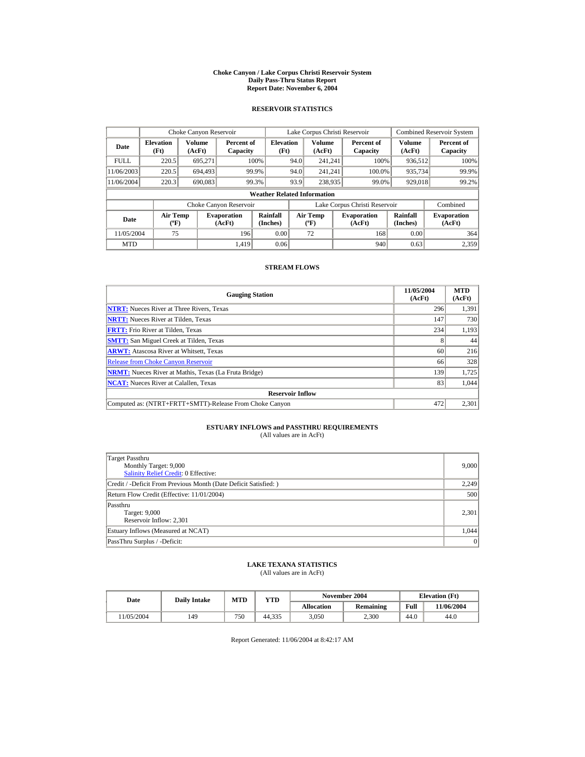# Choke Canyon / Lake Corpus Christi Reservoir System
## Daily Pass-Thru Status Report
## Report Date: November 6, 2004

### RESERVOIR STATISTICS

| Date | Choke Canyon Reservoir | | | Lake Corpus Christi Reservoir | | | Combined Reservoir System | |
|---|---|---|---|---|---|---|---|---|
| | Elevation (Ft) | Volume (AcFt) | Percent of Capacity | Elevation (Ft) | Volume (AcFt) | Percent of Capacity | Volume (AcFt) | Percent of Capacity |
| FULL | 220.5 | 695,271 | 100% | 94.0 | 241,241 | 100% | 936,512 | 100% |
| 11/06/2003 | 220.5 | 694,493 | 99.9% | 94.0 | 241,241 | 100.0% | 935,734 | 99.9% |
| 11/06/2004 | 220.3 | 690,083 | 99.3% | 93.9 | 238,935 | 99.0% | 929,018 | 99.2% |

**Weather Related Information**

| Date | Choke Canyon Reservoir | | | Lake Corpus Christi Reservoir | | | Combined |
|---|---|---|---|---|---|---|---|
| | Air Temp (ºF) | Evaporation (AcFt) | Rainfall (Inches) | Air Temp (ºF) | Evaporation (AcFt) | Rainfall (Inches) | Evaporation (AcFt) |
| 11/05/2004 | 75 | 196 | 0.00 | 72 | 168 | 0.00 | 364 |
| MTD | | 1,419 | 0.06 | | 940 | 0.63 | 2,359 |

### STREAM FLOWS

| Gauging Station | 11/05/2004 (AcFt) | MTD (AcFt) |
|---|---|---|
| NTRT: Nueces River at Three Rivers, Texas | 296 | 1,391 |
| NRTT: Nueces River at Tilden, Texas | 147 | 730 |
| FRTT: Frio River at Tilden, Texas | 234 | 1,193 |
| SMTT: San Miguel Creek at Tilden, Texas | 8 | 44 |
| ARWT: Atascosa River at Whitsett, Texas | 60 | 216 |
| Release from Choke Canyon Reservoir | 66 | 328 |
| NRMT: Nueces River at Mathis, Texas (La Fruta Bridge) | 139 | 1,725 |
| NCAT: Nueces River at Calallen, Texas | 83 | 1,044 |
| **Reservoir Inflow** | | |
| Computed as: (NTRT+FRTT+SMTT)-Release From Choke Canyon | 472 | 2,301 |

### ESTUARY INFLOWS and PASSTHRU REQUIREMENTS
(All values are in AcFt)

| | |
|---|---|
| Target Passthru<br>Monthly Target: 9,000<br>Salinity Relief Credit: 0 Effective: | 9,000 |
| Credit / -Deficit From Previous Month (Date Deficit Satisfied: ) | 2,249 |
| Return Flow Credit (Effective: 11/01/2004) | 500 |
| Passthru<br>Target: 9,000<br>Reservoir Inflow: 2,301 | 2,301 |
| Estuary Inflows (Measured at NCAT) | 1,044 |
| PassThru Surplus / -Deficit: | 0 |

### LAKE TEXANA STATISTICS
(All values are in AcFt)

| Date | Daily Intake | MTD | YTD | November 2004 | | Elevation (Ft) | |
|---|---|---|---|---|---|---|---|
| | | | | Allocation | Remaining | Full | 11/06/2004 |
| 11/05/2004 | 149 | 750 | 44,335 | 3,050 | 2,300 | 44.0 | 44.0 |

Report Generated: 11/06/2004 at 8:42:17 AM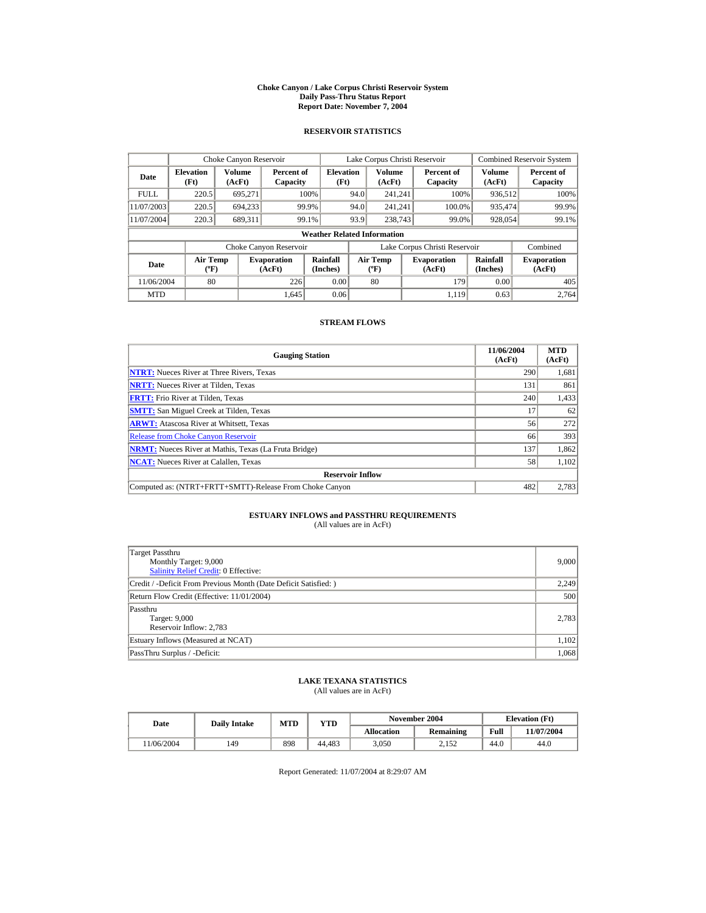# Choke Canyon / Lake Corpus Christi Reservoir System
## Daily Pass-Thru Status Report
## Report Date: November 7, 2004

### RESERVOIR STATISTICS

| Date | Choke Canyon Reservoir | | | Lake Corpus Christi Reservoir | | | Combined Reservoir System | |
|---|---|---|---|---|---|---|---|---|
| | Elevation (Ft) | Volume (AcFt) | Percent of Capacity | Elevation (Ft) | Volume (AcFt) | Percent of Capacity | Volume (AcFt) | Percent of Capacity |
| FULL | 220.5 | 695,271 | 100% | 94.0 | 241,241 | 100% | 936,512 | 100% |
| 11/07/2003 | 220.5 | 694,233 | 99.9% | 94.0 | 241,241 | 100.0% | 935,474 | 99.9% |
| 11/07/2004 | 220.3 | 689,311 | 99.1% | 93.9 | 238,743 | 99.0% | 928,054 | 99.1% |

**Weather Related Information**

| Date | Choke Canyon Reservoir | | | Lake Corpus Christi Reservoir | | | Combined |
|---|---|---|---|---|---|---|---|
| | Air Temp (ºF) | Evaporation (AcFt) | Rainfall (Inches) | Air Temp (ºF) | Evaporation (AcFt) | Rainfall (Inches) | Evaporation (AcFt) |
| 11/06/2004 | 80 | 226 | 0.00 | 80 | 179 | 0.00 | 405 |
| MTD | | 1,645 | 0.06 | | 1,119 | 0.63 | 2,764 |

### STREAM FLOWS

| Gauging Station | 11/06/2004 (AcFt) | MTD (AcFt) |
|---|---|---|
| NTRT: Nueces River at Three Rivers, Texas | 290 | 1,681 |
| NRTT: Nueces River at Tilden, Texas | 131 | 861 |
| FRTT: Frio River at Tilden, Texas | 240 | 1,433 |
| SMTT: San Miguel Creek at Tilden, Texas | 17 | 62 |
| ARWT: Atascosa River at Whitsett, Texas | 56 | 272 |
| Release from Choke Canyon Reservoir | 66 | 393 |
| NRMT: Nueces River at Mathis, Texas (La Fruta Bridge) | 137 | 1,862 |
| NCAT: Nueces River at Calallen, Texas | 58 | 1,102 |
| **Reservoir Inflow** | | |
| Computed as: (NTRT+FRTT+SMTT)-Release From Choke Canyon | 482 | 2,783 |

### ESTUARY INFLOWS and PASSTHRU REQUIREMENTS
(All values are in AcFt)

| | |
|---|---|
| Target Passthru<br>Monthly Target: 9,000<br>Salinity Relief Credit: 0 Effective: | 9,000 |
| Credit / -Deficit From Previous Month (Date Deficit Satisfied: ) | 2,249 |
| Return Flow Credit (Effective: 11/01/2004) | 500 |
| Passthru<br>Target: 9,000<br>Reservoir Inflow: 2,783 | 2,783 |
| Estuary Inflows (Measured at NCAT) | 1,102 |
| PassThru Surplus / -Deficit: | 1,068 |

### LAKE TEXANA STATISTICS
(All values are in AcFt)

| Date | Daily Intake | MTD | YTD | November 2004 | | Elevation (Ft) | |
|---|---|---|---|---|---|---|---|
| | | | | Allocation | Remaining | Full | 11/07/2004 |
| 11/06/2004 | 149 | 898 | 44,483 | 3,050 | 2,152 | 44.0 | 44.0 |

Report Generated: 11/07/2004 at 8:29:07 AM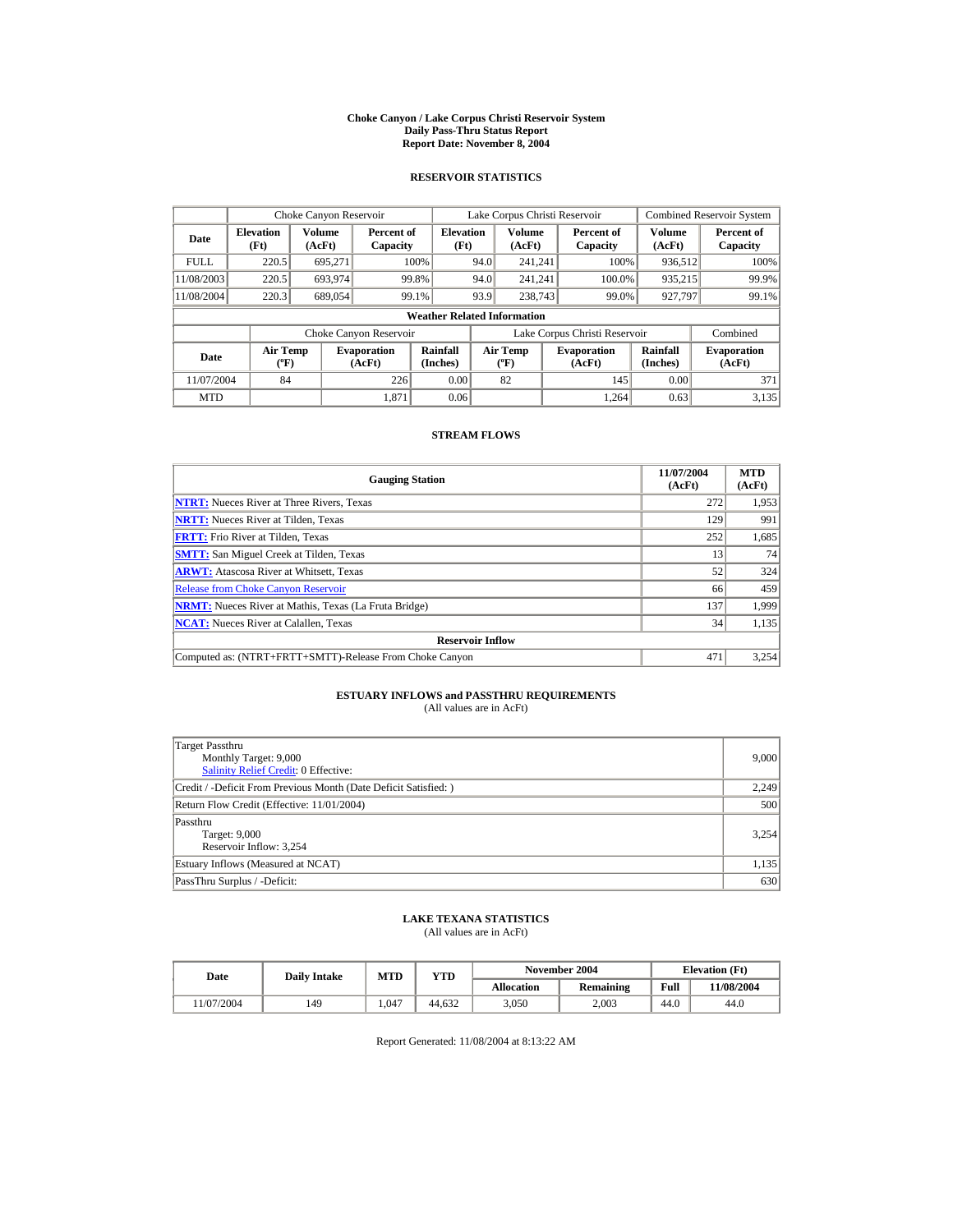# Choke Canyon / Lake Corpus Christi Reservoir System
## Daily Pass-Thru Status Report
## Report Date: November 8, 2004

### RESERVOIR STATISTICS

| Date | Choke Canyon Reservoir | | | Lake Corpus Christi Reservoir | | | Combined Reservoir System | |
|---|---|---|---|---|---|---|---|---|
| | Elevation (Ft) | Volume (AcFt) | Percent of Capacity | Elevation (Ft) | Volume (AcFt) | Percent of Capacity | Volume (AcFt) | Percent of Capacity |
| FULL | 220.5 | 695,271 | 100% | 94.0 | 241,241 | 100% | 936,512 | 100% |
| 11/08/2003 | 220.5 | 693,974 | 99.8% | 94.0 | 241,241 | 100.0% | 935,215 | 99.9% |
| 11/08/2004 | 220.3 | 689,054 | 99.1% | 93.9 | 238,743 | 99.0% | 927,797 | 99.1% |

**Weather Related Information**

| Date | Choke Canyon Reservoir | | | Lake Corpus Christi Reservoir | | | Combined |
|---|---|---|---|---|---|---|---|
| | Air Temp (ºF) | Evaporation (AcFt) | Rainfall (Inches) | Air Temp (ºF) | Evaporation (AcFt) | Rainfall (Inches) | Evaporation (AcFt) |
| 11/07/2004 | 84 | 226 | 0.00 | 82 | 145 | 0.00 | 371 |
| MTD | | 1,871 | 0.06 | | 1,264 | 0.63 | 3,135 |

### STREAM FLOWS

| Gauging Station | 11/07/2004 (AcFt) | MTD (AcFt) |
|---|---|---|
| **NTRT:** Nueces River at Three Rivers, Texas | 272 | 1,953 |
| **NRTT:** Nueces River at Tilden, Texas | 129 | 991 |
| **FRTT:** Frio River at Tilden, Texas | 252 | 1,685 |
| **SMTT:** San Miguel Creek at Tilden, Texas | 13 | 74 |
| **ARWT:** Atascosa River at Whitsett, Texas | 52 | 324 |
| Release from Choke Canyon Reservoir | 66 | 459 |
| **NRMT:** Nueces River at Mathis, Texas (La Fruta Bridge) | 137 | 1,999 |
| **NCAT:** Nueces River at Calallen, Texas | 34 | 1,135 |
| **Reservoir Inflow** | | |
| Computed as: (NTRT+FRTT+SMTT)-Release From Choke Canyon | 471 | 3,254 |

### ESTUARY INFLOWS and PASSTHRU REQUIREMENTS
(All values are in AcFt)

| | |
|---|---|
| Target Passthru<br>Monthly Target: 9,000<br>Salinity Relief Credit: 0 Effective: | 9,000 |
| Credit / -Deficit From Previous Month (Date Deficit Satisfied: ) | 2,249 |
| Return Flow Credit (Effective: 11/01/2004) | 500 |
| Passthru<br>Target: 9,000<br>Reservoir Inflow: 3,254 | 3,254 |
| Estuary Inflows (Measured at NCAT) | 1,135 |
| PassThru Surplus / -Deficit: | 630 |

### LAKE TEXANA STATISTICS
(All values are in AcFt)

| Date | Daily Intake | MTD | YTD | November 2004 | | Elevation (Ft) | |
|---|---|---|---|---|---|---|---|
| | | | | Allocation | Remaining | Full | 11/08/2004 |
| 11/07/2004 | 149 | 1,047 | 44,632 | 3,050 | 2,003 | 44.0 | 44.0 |

Report Generated: 11/08/2004 at 8:13:22 AM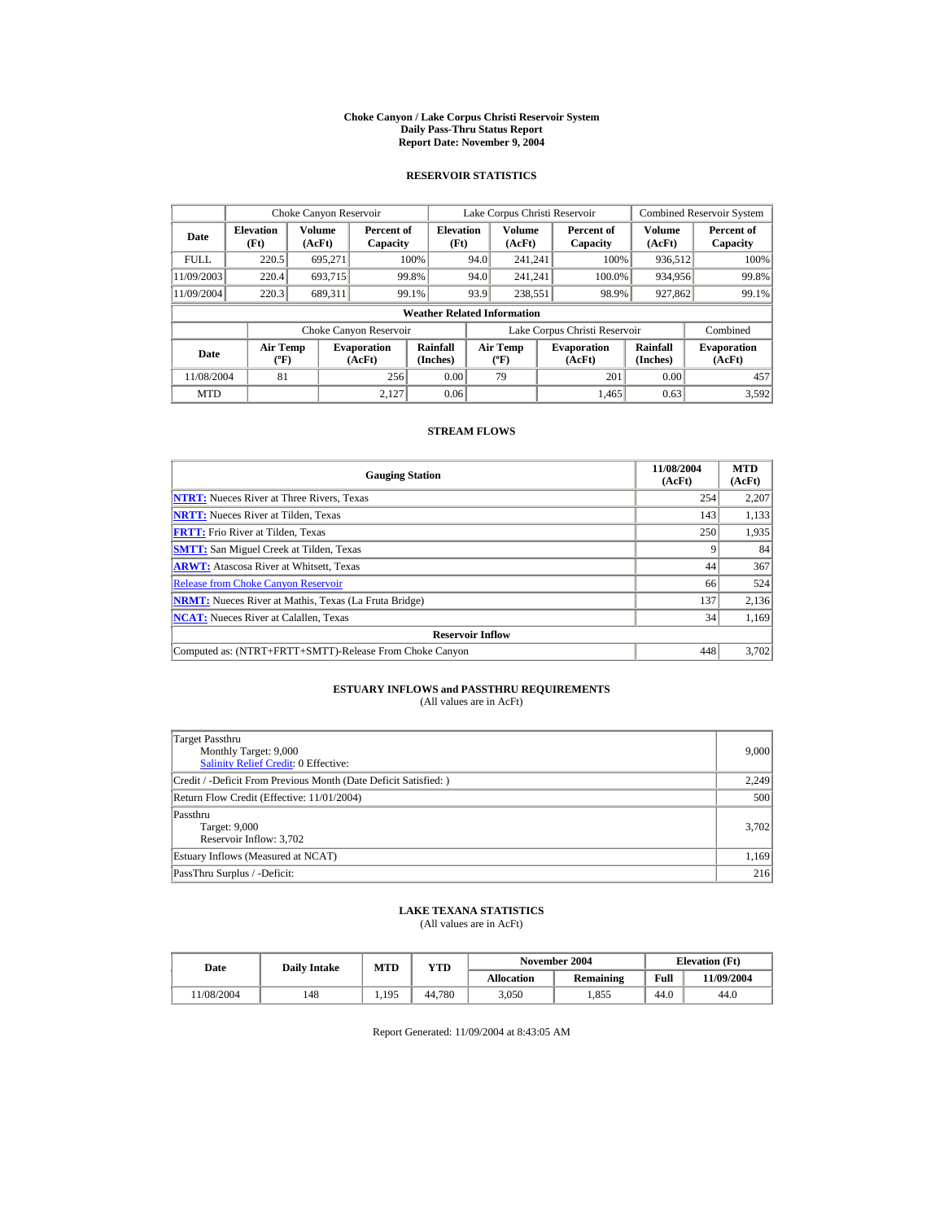# Choke Canyon / Lake Corpus Christi Reservoir System
## Daily Pass-Thru Status Report
## Report Date: November 9, 2004

### RESERVOIR STATISTICS

| Date | Choke Canyon Reservoir | | | Lake Corpus Christi Reservoir | | | Combined Reservoir System | |
|---|---|---|---|---|---|---|---|---|
| | Elevation (Ft) | Volume (AcFt) | Percent of Capacity | Elevation (Ft) | Volume (AcFt) | Percent of Capacity | Volume (AcFt) | Percent of Capacity |
| FULL | 220.5 | 695,271 | 100% | 94.0 | 241,241 | 100% | 936,512 | 100% |
| 11/09/2003 | 220.4 | 693,715 | 99.8% | 94.0 | 241,241 | 100.0% | 934,956 | 99.8% |
| 11/09/2004 | 220.3 | 689,311 | 99.1% | 93.9 | 238,551 | 98.9% | 927,862 | 99.1% |

**Weather Related Information**

| Date | Choke Canyon Reservoir | | | Lake Corpus Christi Reservoir | | | Combined |
|---|---|---|---|---|---|---|---|
| | Air Temp (ºF) | Evaporation (AcFt) | Rainfall (Inches) | Air Temp (ºF) | Evaporation (AcFt) | Rainfall (Inches) | Evaporation (AcFt) |
| 11/08/2004 | 81 | 256 | 0.00 | 79 | 201 | 0.00 | 457 |
| MTD | | 2,127 | 0.06 | | 1,465 | 0.63 | 3,592 |

### STREAM FLOWS

| Gauging Station | 11/08/2004 (AcFt) | MTD (AcFt) |
|---|---|---|
| NTRT: Nueces River at Three Rivers, Texas | 254 | 2,207 |
| NRTT: Nueces River at Tilden, Texas | 143 | 1,133 |
| FRTT: Frio River at Tilden, Texas | 250 | 1,935 |
| SMTT: San Miguel Creek at Tilden, Texas | 9 | 84 |
| ARWT: Atascosa River at Whitsett, Texas | 44 | 367 |
| Release from Choke Canyon Reservoir | 66 | 524 |
| NRMT: Nueces River at Mathis, Texas (La Fruta Bridge) | 137 | 2,136 |
| NCAT: Nueces River at Calallen, Texas | 34 | 1,169 |
| **Reservoir Inflow** | | |
| Computed as: (NTRT+FRTT+SMTT)-Release From Choke Canyon | 448 | 3,702 |

### ESTUARY INFLOWS and PASSTHRU REQUIREMENTS
(All values are in AcFt)

| | |
|---|---|
| Target Passthru<br>Monthly Target: 9,000<br>Salinity Relief Credit: 0 Effective: | 9,000 |
| Credit / -Deficit From Previous Month (Date Deficit Satisfied: ) | 2,249 |
| Return Flow Credit (Effective: 11/01/2004) | 500 |
| Passthru<br>Target: 9,000<br>Reservoir Inflow: 3,702 | 3,702 |
| Estuary Inflows (Measured at NCAT) | 1,169 |
| PassThru Surplus / -Deficit: | 216 |

### LAKE TEXANA STATISTICS
(All values are in AcFt)

| Date | Daily Intake | MTD | YTD | November 2004 | | Elevation (Ft) | |
|---|---|---|---|---|---|---|---|
| | | | | Allocation | Remaining | Full | 11/09/2004 |
| 11/08/2004 | 148 | 1,195 | 44,780 | 3,050 | 1,855 | 44.0 | 44.0 |

Report Generated: 11/09/2004 at 8:43:05 AM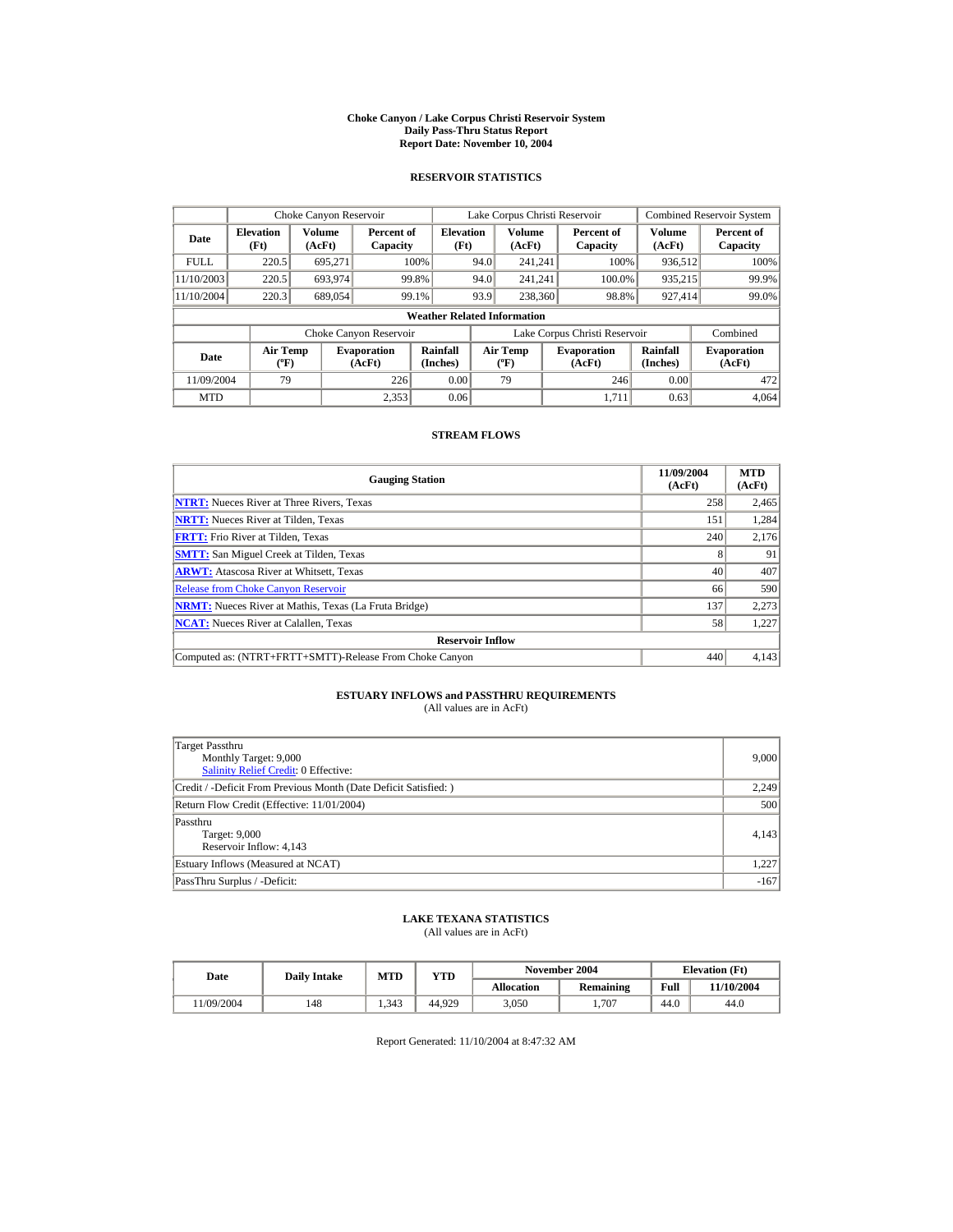# Choke Canyon / Lake Corpus Christi Reservoir System
## Daily Pass-Thru Status Report
## Report Date: November 10, 2004

### RESERVOIR STATISTICS

| Date | Choke Canyon Reservoir | | | Lake Corpus Christi Reservoir | | | Combined Reservoir System | |
|---|---|---|---|---|---|---|---|---|
| | Elevation (Ft) | Volume (AcFt) | Percent of Capacity | Elevation (Ft) | Volume (AcFt) | Percent of Capacity | Volume (AcFt) | Percent of Capacity |
| FULL | 220.5 | 695,271 | 100% | 94.0 | 241,241 | 100% | 936,512 | 100% |
| 11/10/2003 | 220.5 | 693,974 | 99.8% | 94.0 | 241,241 | 100.0% | 935,215 | 99.9% |
| 11/10/2004 | 220.3 | 689,054 | 99.1% | 93.9 | 238,360 | 98.8% | 927,414 | 99.0% |

**Weather Related Information**

| Date | Choke Canyon Reservoir | | | Lake Corpus Christi Reservoir | | | Combined |
|---|---|---|---|---|---|---|---|
| | Air Temp (ºF) | Evaporation (AcFt) | Rainfall (Inches) | Air Temp (ºF) | Evaporation (AcFt) | Rainfall (Inches) | Evaporation (AcFt) |
| 11/09/2004 | 79 | 226 | 0.00 | 79 | 246 | 0.00 | 472 |
| MTD | | 2,353 | 0.06 | | 1,711 | 0.63 | 4,064 |

### STREAM FLOWS

| Gauging Station | 11/09/2004 (AcFt) | MTD (AcFt) |
|---|---|---|
| **NTRT:** Nueces River at Three Rivers, Texas | 258 | 2,465 |
| **NRTT:** Nueces River at Tilden, Texas | 151 | 1,284 |
| **FRTT:** Frio River at Tilden, Texas | 240 | 2,176 |
| **SMTT:** San Miguel Creek at Tilden, Texas | 8 | 91 |
| **ARWT:** Atascosa River at Whitsett, Texas | 40 | 407 |
| Release from Choke Canyon Reservoir | 66 | 590 |
| **NRMT:** Nueces River at Mathis, Texas (La Fruta Bridge) | 137 | 2,273 |
| **NCAT:** Nueces River at Calallen, Texas | 58 | 1,227 |
| **Reservoir Inflow** | | |
| Computed as: (NTRT+FRTT+SMTT)-Release From Choke Canyon | 440 | 4,143 |

### ESTUARY INFLOWS and PASSTHRU REQUIREMENTS
(All values are in AcFt)

| | |
|---|---|
| Target Passthru<br>Monthly Target: 9,000<br>Salinity Relief Credit: 0 Effective: | 9,000 |
| Credit / -Deficit From Previous Month (Date Deficit Satisfied: ) | 2,249 |
| Return Flow Credit (Effective: 11/01/2004) | 500 |
| Passthru<br>Target: 9,000<br>Reservoir Inflow: 4,143 | 4,143 |
| Estuary Inflows (Measured at NCAT) | 1,227 |
| PassThru Surplus / -Deficit: | -167 |

### LAKE TEXANA STATISTICS
(All values are in AcFt)

| Date | Daily Intake | MTD | YTD | November 2004 | | Elevation (Ft) | |
|---|---|---|---|---|---|---|---|
| | | | | Allocation | Remaining | Full | 11/10/2004 |
| 11/09/2004 | 148 | 1,343 | 44,929 | 3,050 | 1,707 | 44.0 | 44.0 |

Report Generated: 11/10/2004 at 8:47:32 AM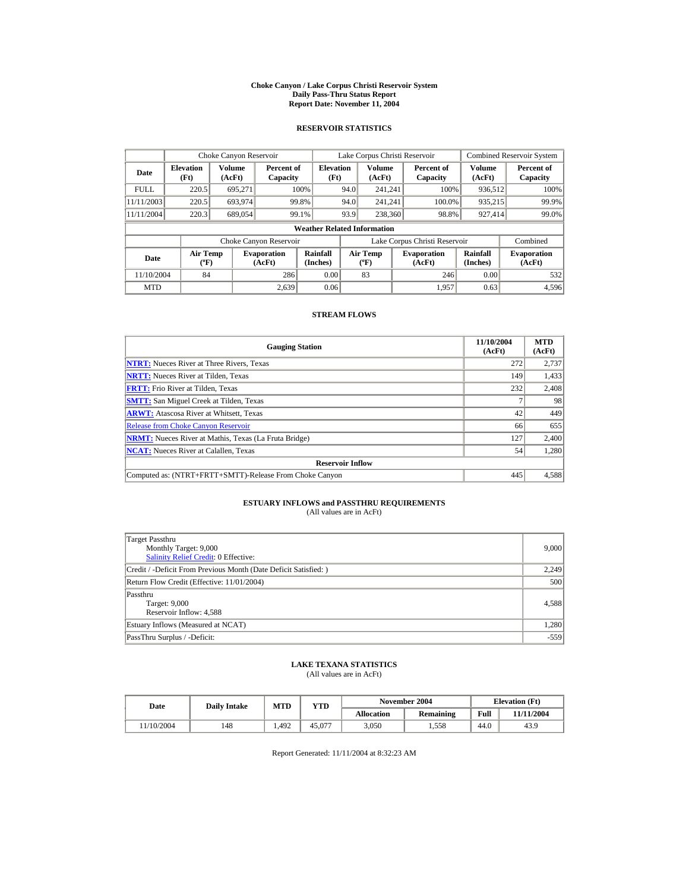# Choke Canyon / Lake Corpus Christi Reservoir System
## Daily Pass-Thru Status Report
## Report Date: November 11, 2004

### RESERVOIR STATISTICS

| Date | Choke Canyon Reservoir | | | Lake Corpus Christi Reservoir | | | Combined Reservoir System | |
|---|---|---|---|---|---|---|---|---|
| | Elevation (Ft) | Volume (AcFt) | Percent of Capacity | Elevation (Ft) | Volume (AcFt) | Percent of Capacity | Volume (AcFt) | Percent of Capacity |
| FULL | 220.5 | 695,271 | 100% | 94.0 | 241,241 | 100% | 936,512 | 100% |
| 11/11/2003 | 220.5 | 693,974 | 99.8% | 94.0 | 241,241 | 100.0% | 935,215 | 99.9% |
| 11/11/2004 | 220.3 | 689,054 | 99.1% | 93.9 | 238,360 | 98.8% | 927,414 | 99.0% |

**Weather Related Information**

| Date | Choke Canyon Reservoir | | | Lake Corpus Christi Reservoir | | | Combined |
|---|---|---|---|---|---|---|---|
| | Air Temp (ºF) | Evaporation (AcFt) | Rainfall (Inches) | Air Temp (ºF) | Evaporation (AcFt) | Rainfall (Inches) | Evaporation (AcFt) |
| 11/10/2004 | 84 | 286 | 0.00 | 83 | 246 | 0.00 | 532 |
| MTD | | 2,639 | 0.06 | | 1,957 | 0.63 | 4,596 |

### STREAM FLOWS

| Gauging Station | 11/10/2004 (AcFt) | MTD (AcFt) |
|---|---|---|
| NTRT: Nueces River at Three Rivers, Texas | 272 | 2,737 |
| NRTT: Nueces River at Tilden, Texas | 149 | 1,433 |
| FRTT: Frio River at Tilden, Texas | 232 | 2,408 |
| SMTT: San Miguel Creek at Tilden, Texas | 7 | 98 |
| ARWT: Atascosa River at Whitsett, Texas | 42 | 449 |
| Release from Choke Canyon Reservoir | 66 | 655 |
| NRMT: Nueces River at Mathis, Texas (La Fruta Bridge) | 127 | 2,400 |
| NCAT: Nueces River at Calallen, Texas | 54 | 1,280 |
| **Reservoir Inflow** | | |
| Computed as: (NTRT+FRTT+SMTT)-Release From Choke Canyon | 445 | 4,588 |

### ESTUARY INFLOWS and PASSTHRU REQUIREMENTS
(All values are in AcFt)

| | |
|---|---|
| Target Passthru<br>Monthly Target: 9,000<br>Salinity Relief Credit: 0 Effective: | 9,000 |
| Credit / -Deficit From Previous Month (Date Deficit Satisfied: ) | 2,249 |
| Return Flow Credit (Effective: 11/01/2004) | 500 |
| Passthru<br>Target: 9,000<br>Reservoir Inflow: 4,588 | 4,588 |
| Estuary Inflows (Measured at NCAT) | 1,280 |
| PassThru Surplus / -Deficit: | -559 |

### LAKE TEXANA STATISTICS
(All values are in AcFt)

| Date | Daily Intake | MTD | YTD | November 2004 | | Elevation (Ft) | |
|---|---|---|---|---|---|---|---|
| | | | | Allocation | Remaining | Full | 11/11/2004 |
| 11/10/2004 | 148 | 1,492 | 45,077 | 3,050 | 1,558 | 44.0 | 43.9 |

Report Generated: 11/11/2004 at 8:32:23 AM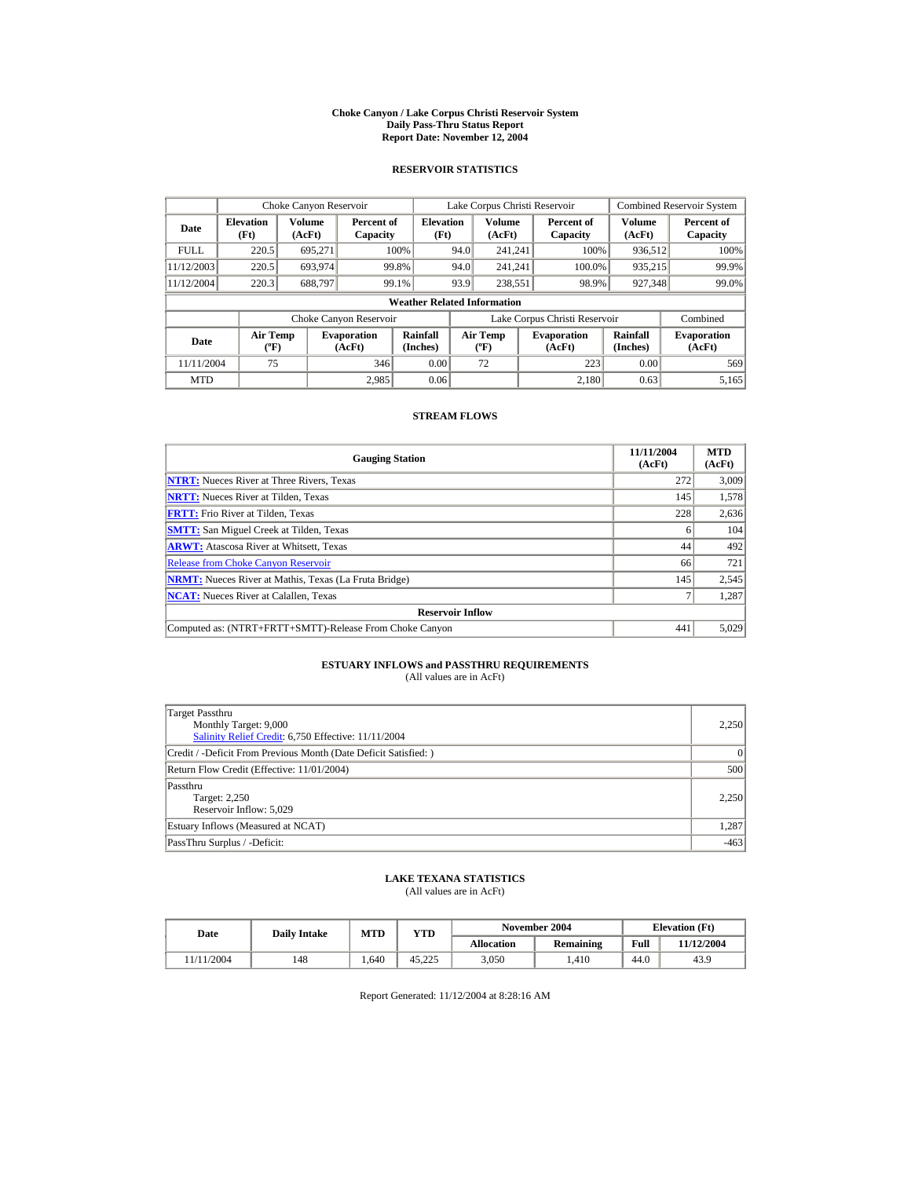# Choke Canyon / Lake Corpus Christi Reservoir System
## Daily Pass-Thru Status Report
### Report Date: November 12, 2004

## RESERVOIR STATISTICS

| | Choke Canyon Reservoir | | | Lake Corpus Christi Reservoir | | | Combined Reservoir System | |
|---|---|---|---|---|---|---|---|---|
| **Date** | **Elevation (Ft)** | **Volume (AcFt)** | **Percent of Capacity** | **Elevation (Ft)** | **Volume (AcFt)** | **Percent of Capacity** | **Volume (AcFt)** | **Percent of Capacity** |
| FULL | 220.5 | 695,271 | 100% | 94.0 | 241,241 | 100% | 936,512 | 100% |
| 11/12/2003 | 220.5 | 693,974 | 99.8% | 94.0 | 241,241 | 100.0% | 935,215 | 99.9% |
| 11/12/2004 | 220.3 | 688,797 | 99.1% | 93.9 | 238,551 | 98.9% | 927,348 | 99.0% |

**Weather Related Information**

| | Choke Canyon Reservoir | | | Lake Corpus Christi Reservoir | | | Combined |
|---|---|---|---|---|---|---|---|
| **Date** | **Air Temp (ºF)** | **Evaporation (AcFt)** | **Rainfall (Inches)** | **Air Temp (ºF)** | **Evaporation (AcFt)** | **Rainfall (Inches)** | **Evaporation (AcFt)** |
| 11/11/2004 | 75 | 346 | 0.00 | 72 | 223 | 0.00 | 569 |
| MTD | | 2,985 | 0.06 | | 2,180 | 0.63 | 5,165 |

## STREAM FLOWS

| Gauging Station | 11/11/2004 (AcFt) | MTD (AcFt) |
|---|---|---|
| **NTRT:** Nueces River at Three Rivers, Texas | 272 | 3,009 |
| **NRTT:** Nueces River at Tilden, Texas | 145 | 1,578 |
| **FRTT:** Frio River at Tilden, Texas | 228 | 2,636 |
| **SMTT:** San Miguel Creek at Tilden, Texas | 6 | 104 |
| **ARWT:** Atascosa River at Whitsett, Texas | 44 | 492 |
| Release from Choke Canyon Reservoir | 66 | 721 |
| **NRMT:** Nueces River at Mathis, Texas (La Fruta Bridge) | 145 | 2,545 |
| **NCAT:** Nueces River at Calallen, Texas | 7 | 1,287 |
| **Reservoir Inflow** | | |
| Computed as: (NTRT+FRTT+SMTT)-Release From Choke Canyon | 441 | 5,029 |

## ESTUARY INFLOWS and PASSTHRU REQUIREMENTS
(All values are in AcFt)

| | |
|---|---|
| Target Passthru<br>Monthly Target: 9,000<br>Salinity Relief Credit: 6,750 Effective: 11/11/2004 | 2,250 |
| Credit / -Deficit From Previous Month (Date Deficit Satisfied: ) | 0 |
| Return Flow Credit (Effective: 11/01/2004) | 500 |
| Passthru<br>Target: 2,250<br>Reservoir Inflow: 5,029 | 2,250 |
| Estuary Inflows (Measured at NCAT) | 1,287 |
| PassThru Surplus / -Deficit: | -463 |

## LAKE TEXANA STATISTICS
(All values are in AcFt)

| Date | Daily Intake | MTD | YTD | November 2004 | | Elevation (Ft) | |
|---|---|---|---|---|---|---|---|
| | | | | **Allocation** | **Remaining** | **Full** | **11/12/2004** |
| 11/11/2004 | 148 | 1,640 | 45,225 | 3,050 | 1,410 | 44.0 | 43.9 |

Report Generated: 11/12/2004 at 8:28:16 AM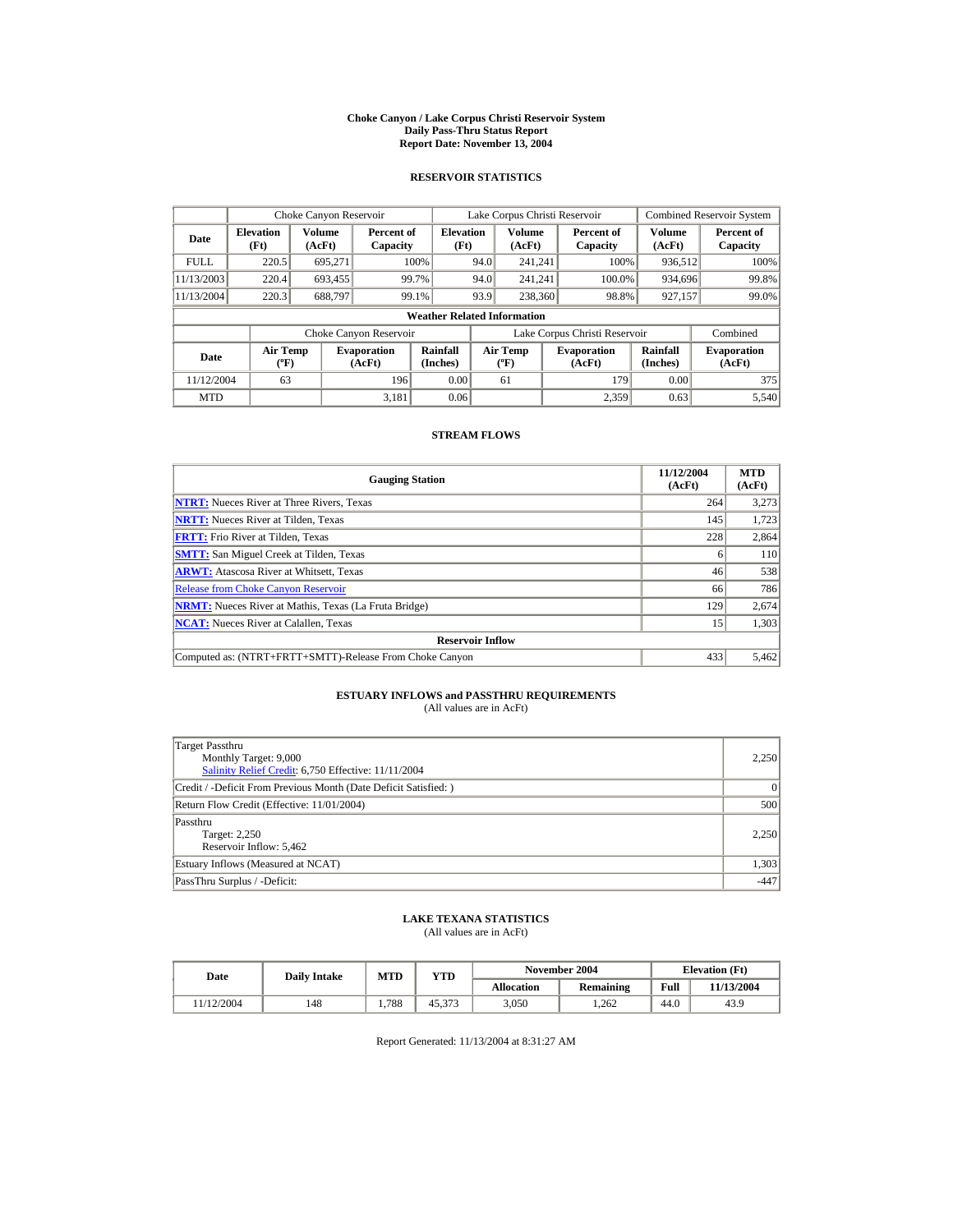# Choke Canyon / Lake Corpus Christi Reservoir System
## Daily Pass-Thru Status Report
## Report Date: November 13, 2004

### RESERVOIR STATISTICS

| | Choke Canyon Reservoir | | | Lake Corpus Christi Reservoir | | | Combined Reservoir System | |
|---|---|---|---|---|---|---|---|---|
| **Date** | **Elevation (Ft)** | **Volume (AcFt)** | **Percent of Capacity** | **Elevation (Ft)** | **Volume (AcFt)** | **Percent of Capacity** | **Volume (AcFt)** | **Percent of Capacity** |
| FULL | 220.5 | 695,271 | 100% | 94.0 | 241,241 | 100% | 936,512 | 100% |
| 11/13/2003 | 220.4 | 693,455 | 99.7% | 94.0 | 241,241 | 100.0% | 934,696 | 99.8% |
| 11/13/2004 | 220.3 | 688,797 | 99.1% | 93.9 | 238,360 | 98.8% | 927,157 | 99.0% |

**Weather Related Information**

| | Choke Canyon Reservoir | | | Lake Corpus Christi Reservoir | | | Combined |
|---|---|---|---|---|---|---|---|
| **Date** | **Air Temp (ºF)** | **Evaporation (AcFt)** | **Rainfall (Inches)** | **Air Temp (ºF)** | **Evaporation (AcFt)** | **Rainfall (Inches)** | **Evaporation (AcFt)** |
| 11/12/2004 | 63 | 196 | 0.00 | 61 | 179 | 0.00 | 375 |
| MTD | | 3,181 | 0.06 | | 2,359 | 0.63 | 5,540 |

### STREAM FLOWS

| Gauging Station | 11/12/2004 (AcFt) | MTD (AcFt) |
|---|---|---|
| **NTRT:** Nueces River at Three Rivers, Texas | 264 | 3,273 |
| **NRTT:** Nueces River at Tilden, Texas | 145 | 1,723 |
| **FRTT:** Frio River at Tilden, Texas | 228 | 2,864 |
| **SMTT:** San Miguel Creek at Tilden, Texas | 6 | 110 |
| **ARWT:** Atascosa River at Whitsett, Texas | 46 | 538 |
| Release from Choke Canyon Reservoir | 66 | 786 |
| **NRMT:** Nueces River at Mathis, Texas (La Fruta Bridge) | 129 | 2,674 |
| **NCAT:** Nueces River at Calallen, Texas | 15 | 1,303 |
| **Reservoir Inflow** | | |
| Computed as: (NTRT+FRTT+SMTT)-Release From Choke Canyon | 433 | 5,462 |

### ESTUARY INFLOWS and PASSTHRU REQUIREMENTS
(All values are in AcFt)

| | |
|---|---|
| Target Passthru<br>Monthly Target: 9,000<br>Salinity Relief Credit: 6,750 Effective: 11/11/2004 | 2,250 |
| Credit / -Deficit From Previous Month (Date Deficit Satisfied: ) | 0 |
| Return Flow Credit (Effective: 11/01/2004) | 500 |
| Passthru<br>Target: 2,250<br>Reservoir Inflow: 5,462 | 2,250 |
| Estuary Inflows (Measured at NCAT) | 1,303 |
| PassThru Surplus / -Deficit: | -447 |

### LAKE TEXANA STATISTICS
(All values are in AcFt)

| Date | Daily Intake | MTD | YTD | November 2004 | | Elevation (Ft) | |
|---|---|---|---|---|---|---|---|
| | | | | **Allocation** | **Remaining** | **Full** | **11/13/2004** |
| 11/12/2004 | 148 | 1,788 | 45,373 | 3,050 | 1,262 | 44.0 | 43.9 |

Report Generated: 11/13/2004 at 8:31:27 AM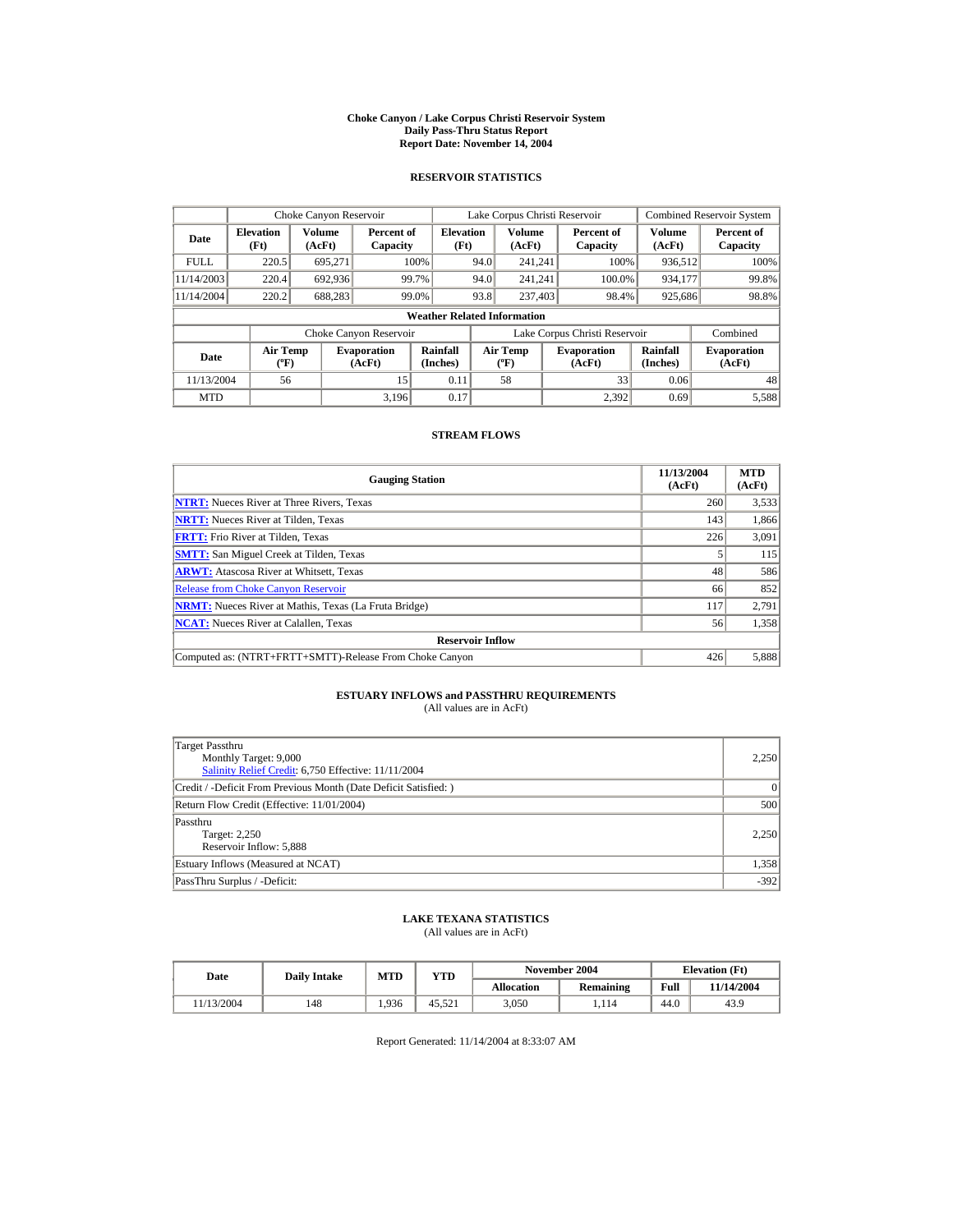# Choke Canyon / Lake Corpus Christi Reservoir System
## Daily Pass-Thru Status Report
### Report Date: November 14, 2004

## RESERVOIR STATISTICS

| Date | Choke Canyon Reservoir | | | Lake Corpus Christi Reservoir | | | Combined Reservoir System | |
|---|---|---|---|---|---|---|---|---|
| | Elevation (Ft) | Volume (AcFt) | Percent of Capacity | Elevation (Ft) | Volume (AcFt) | Percent of Capacity | Volume (AcFt) | Percent of Capacity |
| FULL | 220.5 | 695,271 | 100% | 94.0 | 241,241 | 100% | 936,512 | 100% |
| 11/14/2003 | 220.4 | 692,936 | 99.7% | 94.0 | 241,241 | 100.0% | 934,177 | 99.8% |
| 11/14/2004 | 220.2 | 688,283 | 99.0% | 93.8 | 237,403 | 98.4% | 925,686 | 98.8% |

**Weather Related Information**

| Date | Choke Canyon Reservoir | | | Lake Corpus Christi Reservoir | | | Combined |
|---|---|---|---|---|---|---|---|
| | Air Temp (ºF) | Evaporation (AcFt) | Rainfall (Inches) | Air Temp (ºF) | Evaporation (AcFt) | Rainfall (Inches) | Evaporation (AcFt) |
| 11/13/2004 | 56 | 15 | 0.11 | 58 | 33 | 0.06 | 48 |
| MTD | | 3,196 | 0.17 | | 2,392 | 0.69 | 5,588 |

## STREAM FLOWS

| Gauging Station | 11/13/2004 (AcFt) | MTD (AcFt) |
|---|---|---|
| NTRT: Nueces River at Three Rivers, Texas | 260 | 3,533 |
| NRTT: Nueces River at Tilden, Texas | 143 | 1,866 |
| FRTT: Frio River at Tilden, Texas | 226 | 3,091 |
| SMTT: San Miguel Creek at Tilden, Texas | 5 | 115 |
| ARWT: Atascosa River at Whitsett, Texas | 48 | 586 |
| Release from Choke Canyon Reservoir | 66 | 852 |
| NRMT: Nueces River at Mathis, Texas (La Fruta Bridge) | 117 | 2,791 |
| NCAT: Nueces River at Calallen, Texas | 56 | 1,358 |
| **Reservoir Inflow** | | |
| Computed as: (NTRT+FRTT+SMTT)-Release From Choke Canyon | 426 | 5,888 |

## ESTUARY INFLOWS and PASSTHRU REQUIREMENTS
(All values are in AcFt)

| | |
|---|---|
| Target Passthru<br>Monthly Target: 9,000<br>Salinity Relief Credit: 6,750 Effective: 11/11/2004 | 2,250 |
| Credit / -Deficit From Previous Month (Date Deficit Satisfied: ) | 0 |
| Return Flow Credit (Effective: 11/01/2004) | 500 |
| Passthru<br>Target: 2,250<br>Reservoir Inflow: 5,888 | 2,250 |
| Estuary Inflows (Measured at NCAT) | 1,358 |
| PassThru Surplus / -Deficit: | -392 |

## LAKE TEXANA STATISTICS
(All values are in AcFt)

| Date | Daily Intake | MTD | YTD | November 2004 | | Elevation (Ft) | |
|---|---|---|---|---|---|---|---|
| | | | | Allocation | Remaining | Full | 11/14/2004 |
| 11/13/2004 | 148 | 1,936 | 45,521 | 3,050 | 1,114 | 44.0 | 43.9 |

Report Generated: 11/14/2004 at 8:33:07 AM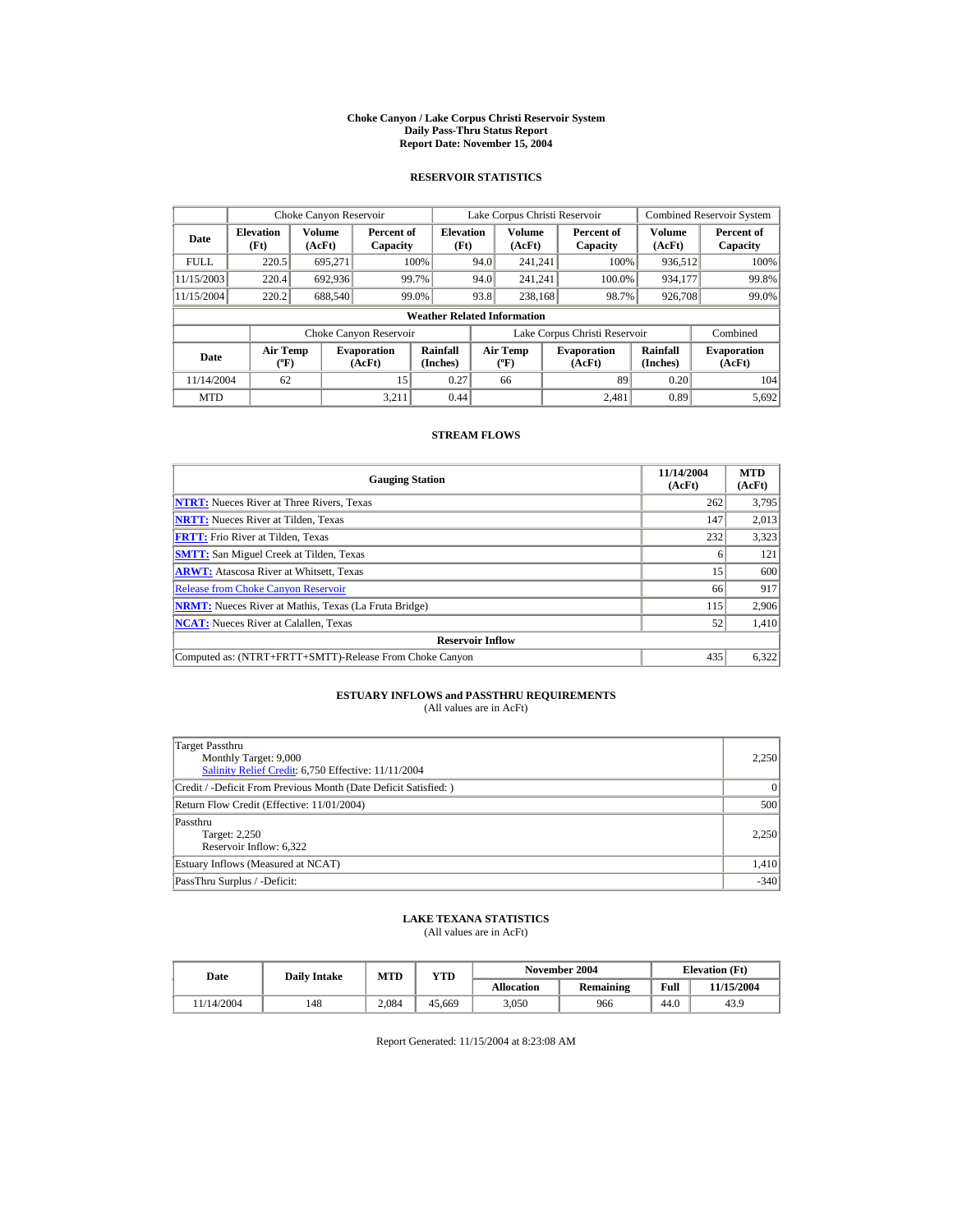# Choke Canyon / Lake Corpus Christi Reservoir System
## Daily Pass-Thru Status Report
### Report Date: November 15, 2004

## RESERVOIR STATISTICS

| Date | Choke Canyon Reservoir | | | Lake Corpus Christi Reservoir | | | Combined Reservoir System | |
|---|---|---|---|---|---|---|---|---|
| | Elevation (Ft) | Volume (AcFt) | Percent of Capacity | Elevation (Ft) | Volume (AcFt) | Percent of Capacity | Volume (AcFt) | Percent of Capacity |
| FULL | 220.5 | 695,271 | 100% | 94.0 | 241,241 | 100% | 936,512 | 100% |
| 11/15/2003 | 220.4 | 692,936 | 99.7% | 94.0 | 241,241 | 100.0% | 934,177 | 99.8% |
| 11/15/2004 | 220.2 | 688,540 | 99.0% | 93.8 | 238,168 | 98.7% | 926,708 | 99.0% |

**Weather Related Information**

| Date | Choke Canyon Reservoir | | | Lake Corpus Christi Reservoir | | | Combined |
|---|---|---|---|---|---|---|---|
| | Air Temp (ºF) | Evaporation (AcFt) | Rainfall (Inches) | Air Temp (ºF) | Evaporation (AcFt) | Rainfall (Inches) | Evaporation (AcFt) |
| 11/14/2004 | 62 | 15 | 0.27 | 66 | 89 | 0.20 | 104 |
| MTD | | 3,211 | 0.44 | | 2,481 | 0.89 | 5,692 |

## STREAM FLOWS

| Gauging Station | 11/14/2004 (AcFt) | MTD (AcFt) |
|---|---|---|
| **NTRT:** Nueces River at Three Rivers, Texas | 262 | 3,795 |
| **NRTT:** Nueces River at Tilden, Texas | 147 | 2,013 |
| **FRTT:** Frio River at Tilden, Texas | 232 | 3,323 |
| **SMTT:** San Miguel Creek at Tilden, Texas | 6 | 121 |
| **ARWT:** Atascosa River at Whitsett, Texas | 15 | 600 |
| Release from Choke Canyon Reservoir | 66 | 917 |
| **NRMT:** Nueces River at Mathis, Texas (La Fruta Bridge) | 115 | 2,906 |
| **NCAT:** Nueces River at Calallen, Texas | 52 | 1,410 |
| **Reservoir Inflow** | | |
| Computed as: (NTRT+FRTT+SMTT)-Release From Choke Canyon | 435 | 6,322 |

## ESTUARY INFLOWS and PASSTHRU REQUIREMENTS
(All values are in AcFt)

| | |
|---|---|
| Target Passthru<br>Monthly Target: 9,000<br>Salinity Relief Credit: 6,750 Effective: 11/11/2004 | 2,250 |
| Credit / -Deficit From Previous Month (Date Deficit Satisfied: ) | 0 |
| Return Flow Credit (Effective: 11/01/2004) | 500 |
| Passthru<br>Target: 2,250<br>Reservoir Inflow: 6,322 | 2,250 |
| Estuary Inflows (Measured at NCAT) | 1,410 |
| PassThru Surplus / -Deficit: | -340 |

## LAKE TEXANA STATISTICS
(All values are in AcFt)

| Date | Daily Intake | MTD | YTD | November 2004 | | Elevation (Ft) | |
|---|---|---|---|---|---|---|---|
| | | | | Allocation | Remaining | Full | 11/15/2004 |
| 11/14/2004 | 148 | 2,084 | 45,669 | 3,050 | 966 | 44.0 | 43.9 |

Report Generated: 11/15/2004 at 8:23:08 AM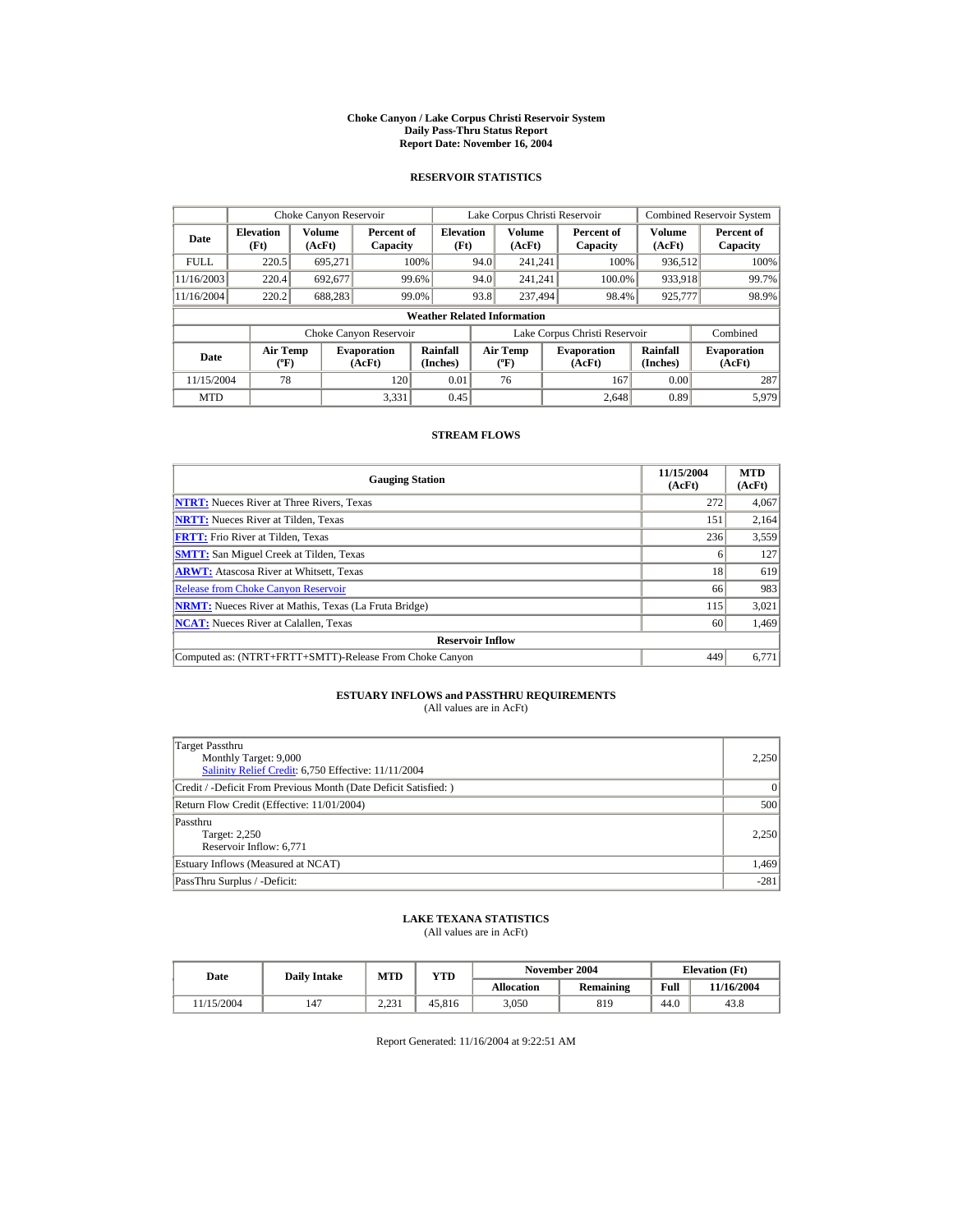# Choke Canyon / Lake Corpus Christi Reservoir System
## Daily Pass-Thru Status Report
## Report Date: November 16, 2004

### RESERVOIR STATISTICS

| Date | Choke Canyon Reservoir | | | Lake Corpus Christi Reservoir | | | Combined Reservoir System | |
|---|---|---|---|---|---|---|---|---|
| | Elevation (Ft) | Volume (AcFt) | Percent of Capacity | Elevation (Ft) | Volume (AcFt) | Percent of Capacity | Volume (AcFt) | Percent of Capacity |
| FULL | 220.5 | 695,271 | 100% | 94.0 | 241,241 | 100% | 936,512 | 100% |
| 11/16/2003 | 220.4 | 692,677 | 99.6% | 94.0 | 241,241 | 100.0% | 933,918 | 99.7% |
| 11/16/2004 | 220.2 | 688,283 | 99.0% | 93.8 | 237,494 | 98.4% | 925,777 | 98.9% |

**Weather Related Information**

| Date | Choke Canyon Reservoir | | | Lake Corpus Christi Reservoir | | | Combined |
|---|---|---|---|---|---|---|---|
| | Air Temp (ºF) | Evaporation (AcFt) | Rainfall (Inches) | Air Temp (ºF) | Evaporation (AcFt) | Rainfall (Inches) | Evaporation (AcFt) |
| 11/15/2004 | 78 | 120 | 0.01 | 76 | 167 | 0.00 | 287 |
| MTD | | 3,331 | 0.45 | | 2,648 | 0.89 | 5,979 |

### STREAM FLOWS

| Gauging Station | 11/15/2004 (AcFt) | MTD (AcFt) |
|---|---|---|
| NTRT: Nueces River at Three Rivers, Texas | 272 | 4,067 |
| NRTT: Nueces River at Tilden, Texas | 151 | 2,164 |
| FRTT: Frio River at Tilden, Texas | 236 | 3,559 |
| SMTT: San Miguel Creek at Tilden, Texas | 6 | 127 |
| ARWT: Atascosa River at Whitsett, Texas | 18 | 619 |
| Release from Choke Canyon Reservoir | 66 | 983 |
| NRMT: Nueces River at Mathis, Texas (La Fruta Bridge) | 115 | 3,021 |
| NCAT: Nueces River at Calallen, Texas | 60 | 1,469 |
| **Reservoir Inflow** | | |
| Computed as: (NTRT+FRTT+SMTT)-Release From Choke Canyon | 449 | 6,771 |

### ESTUARY INFLOWS and PASSTHRU REQUIREMENTS
(All values are in AcFt)

| | |
|---|---|
| Target Passthru<br>Monthly Target: 9,000<br>Salinity Relief Credit: 6,750 Effective: 11/11/2004 | 2,250 |
| Credit / -Deficit From Previous Month (Date Deficit Satisfied: ) | 0 |
| Return Flow Credit (Effective: 11/01/2004) | 500 |
| Passthru<br>Target: 2,250<br>Reservoir Inflow: 6,771 | 2,250 |
| Estuary Inflows (Measured at NCAT) | 1,469 |
| PassThru Surplus / -Deficit: | -281 |

### LAKE TEXANA STATISTICS
(All values are in AcFt)

| Date | Daily Intake | MTD | YTD | November 2004 | | Elevation (Ft) | |
|---|---|---|---|---|---|---|---|
| | | | | Allocation | Remaining | Full | 11/16/2004 |
| 11/15/2004 | 147 | 2,231 | 45,816 | 3,050 | 819 | 44.0 | 43.8 |

Report Generated: 11/16/2004 at 9:22:51 AM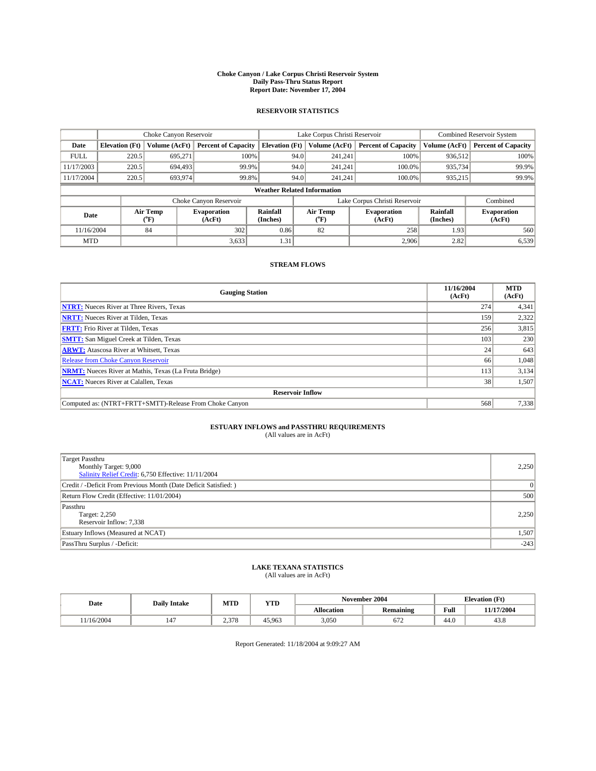**Choke Canyon / Lake Corpus Christi Reservoir System**
**Daily Pass-Thru Status Report**
**Report Date: November 17, 2004**

## RESERVOIR STATISTICS

| | Choke Canyon Reservoir | | | Lake Corpus Christi Reservoir | | | Combined Reservoir System | |
|---|---|---|---|---|---|---|---|---|
| Date | Elevation (Ft) | Volume (AcFt) | Percent of Capacity | Elevation (Ft) | Volume (AcFt) | Percent of Capacity | Volume (AcFt) | Percent of Capacity |
| FULL | 220.5 | 695,271 | 100% | 94.0 | 241,241 | 100% | 936,512 | 100% |
| 11/17/2003 | 220.5 | 694,493 | 99.9% | 94.0 | 241,241 | 100.0% | 935,734 | 99.9% |
| 11/17/2004 | 220.5 | 693,974 | 99.8% | 94.0 | 241,241 | 100.0% | 935,215 | 99.9% |

**Weather Related Information**

| | Choke Canyon Reservoir | | | Lake Corpus Christi Reservoir | | | Combined |
|---|---|---|---|---|---|---|---|
| Date | Air Temp (°F) | Evaporation (AcFt) | Rainfall (Inches) | Air Temp (°F) | Evaporation (AcFt) | Rainfall (Inches) | Evaporation (AcFt) |
| 11/16/2004 | 84 | 302 | 0.86 | 82 | 258 | 1.93 | 560 |
| MTD | | 3,633 | 1.31 | | 2,906 | 2.82 | 6,539 |

## STREAM FLOWS

| Gauging Station | 11/16/2004 (AcFt) | MTD (AcFt) |
|---|---|---|
| **NTRT:** Nueces River at Three Rivers, Texas | 274 | 4,341 |
| **NRTT:** Nueces River at Tilden, Texas | 159 | 2,322 |
| **FRTT:** Frio River at Tilden, Texas | 256 | 3,815 |
| **SMTT:** San Miguel Creek at Tilden, Texas | 103 | 230 |
| **ARWT:** Atascosa River at Whitsett, Texas | 24 | 643 |
| Release from Choke Canyon Reservoir | 66 | 1,048 |
| **NRMT:** Nueces River at Mathis, Texas (La Fruta Bridge) | 113 | 3,134 |
| **NCAT:** Nueces River at Calallen, Texas | 38 | 1,507 |
| **Reservoir Inflow** | | |
| Computed as: (NTRT+FRTT+SMTT)-Release From Choke Canyon | 568 | 7,338 |

## ESTUARY INFLOWS and PASSTHRU REQUIREMENTS

(All values are in AcFt)

| | |
|---|---|
| Target Passthru<br>Monthly Target: 9,000<br>Salinity Relief Credit: 6,750 Effective: 11/11/2004 | 2,250 |
| Credit / -Deficit From Previous Month (Date Deficit Satisfied: ) | 0 |
| Return Flow Credit (Effective: 11/01/2004) | 500 |
| Passthru<br>Target: 2,250<br>Reservoir Inflow: 7,338 | 2,250 |
| Estuary Inflows (Measured at NCAT) | 1,507 |
| PassThru Surplus / -Deficit: | -243 |

## LAKE TEXANA STATISTICS

(All values are in AcFt)

| Date | Daily Intake | MTD | YTD | November 2004 | | Elevation (Ft) | |
|---|---|---|---|---|---|---|---|
| | | | | Allocation | Remaining | Full | 11/17/2004 |
| 11/16/2004 | 147 | 2,378 | 45,963 | 3,050 | 672 | 44.0 | 43.8 |

Report Generated: 11/18/2004 at 9:09:27 AM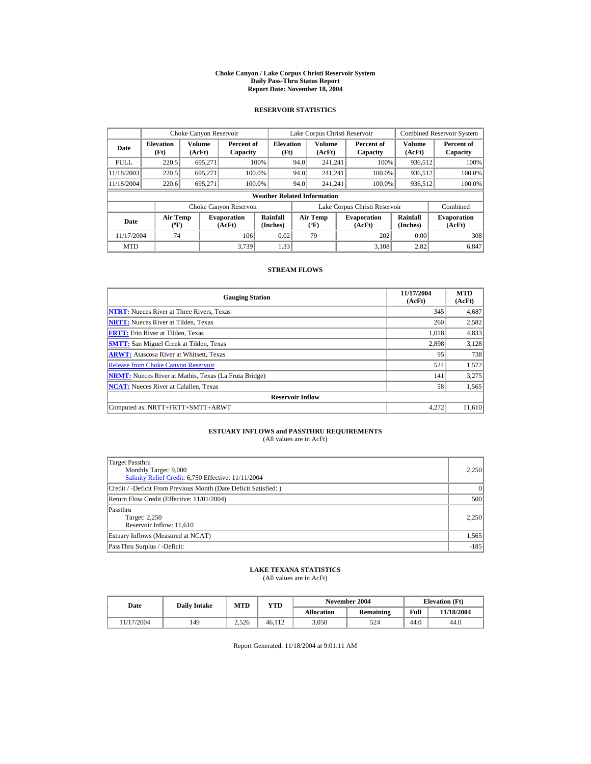# Choke Canyon / Lake Corpus Christi Reservoir System
## Daily Pass-Thru Status Report
## Report Date: November 18, 2004

### RESERVOIR STATISTICS

| Date | Choke Canyon Reservoir | | | Lake Corpus Christi Reservoir | | | Combined Reservoir System | |
|---|---|---|---|---|---|---|---|---|
| | Elevation (Ft) | Volume (AcFt) | Percent of Capacity | Elevation (Ft) | Volume (AcFt) | Percent of Capacity | Volume (AcFt) | Percent of Capacity |
| FULL | 220.5 | 695,271 | 100% | 94.0 | 241,241 | 100% | 936,512 | 100% |
| 11/18/2003 | 220.5 | 695,271 | 100.0% | 94.0 | 241,241 | 100.0% | 936,512 | 100.0% |
| 11/18/2004 | 220.6 | 695,271 | 100.0% | 94.0 | 241,241 | 100.0% | 936,512 | 100.0% |

**Weather Related Information**

| Date | Choke Canyon Reservoir | | | Lake Corpus Christi Reservoir | | | Combined |
|---|---|---|---|---|---|---|---|
| | Air Temp (ºF) | Evaporation (AcFt) | Rainfall (Inches) | Air Temp (ºF) | Evaporation (AcFt) | Rainfall (Inches) | Evaporation (AcFt) |
| 11/17/2004 | 74 | 106 | 0.02 | 79 | 202 | 0.00 | 308 |
| MTD | | 3,739 | 1.33 | | 3,108 | 2.82 | 6,847 |

### STREAM FLOWS

| Gauging Station | 11/17/2004 (AcFt) | MTD (AcFt) |
|---|---|---|
| **NTRT:** Nueces River at Three Rivers, Texas | 345 | 4,687 |
| **NRTT:** Nueces River at Tilden, Texas | 260 | 2,582 |
| **FRTT:** Frio River at Tilden, Texas | 1,018 | 4,833 |
| **SMTT:** San Miguel Creek at Tilden, Texas | 2,898 | 3,128 |
| **ARWT:** Atascosa River at Whitsett, Texas | 95 | 738 |
| Release from Choke Canyon Reservoir | 524 | 1,572 |
| **NRMT:** Nueces River at Mathis, Texas (La Fruta Bridge) | 141 | 3,275 |
| **NCAT:** Nueces River at Calallen, Texas | 58 | 1,565 |
| **Reservoir Inflow** | | |
| Computed as: NRTT+FRTT+SMTT+ARWT | 4,272 | 11,610 |

### ESTUARY INFLOWS and PASSTHRU REQUIREMENTS
(All values are in AcFt)

| | |
|---|---|
| Target Passthru<br>Monthly Target: 9,000<br>Salinity Relief Credit: 6,750 Effective: 11/11/2004 | 2,250 |
| Credit / -Deficit From Previous Month (Date Deficit Satisfied: ) | 0 |
| Return Flow Credit (Effective: 11/01/2004) | 500 |
| Passthru<br>Target: 2,250<br>Reservoir Inflow: 11,610 | 2,250 |
| Estuary Inflows (Measured at NCAT) | 1,565 |
| PassThru Surplus / -Deficit: | -185 |

### LAKE TEXANA STATISTICS
(All values are in AcFt)

| Date | Daily Intake | MTD | YTD | November 2004 | | Elevation (Ft) | |
|---|---|---|---|---|---|---|---|
| | | | | Allocation | Remaining | Full | 11/18/2004 |
| 11/17/2004 | 149 | 2,526 | 46,112 | 3,050 | 524 | 44.0 | 44.0 |

Report Generated: 11/18/2004 at 9:01:11 AM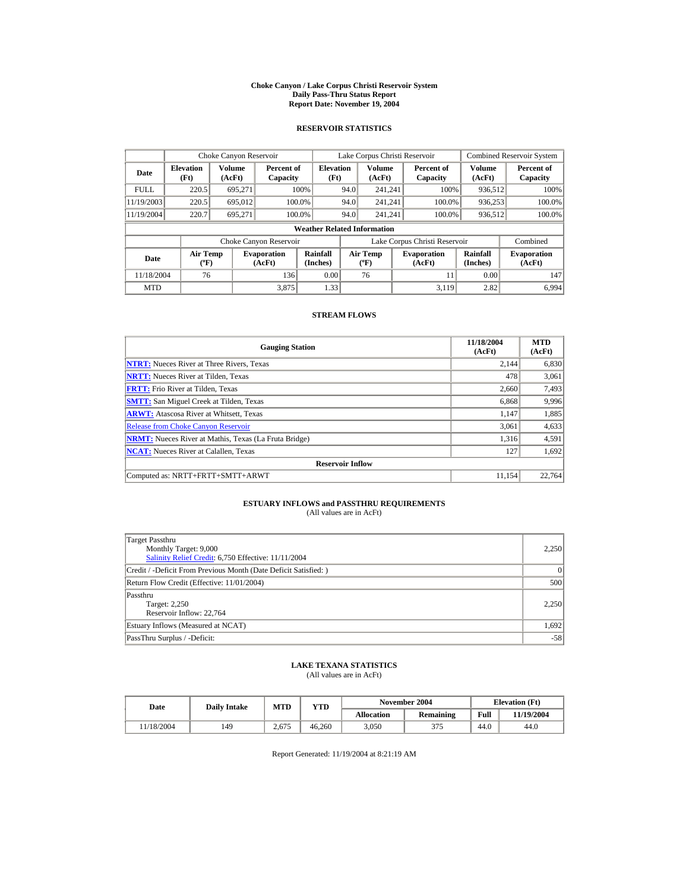# Choke Canyon / Lake Corpus Christi Reservoir System
## Daily Pass-Thru Status Report
### Report Date: November 19, 2004

## RESERVOIR STATISTICS

| Date | Choke Canyon Reservoir | | | Lake Corpus Christi Reservoir | | | Combined Reservoir System | |
|---|---|---|---|---|---|---|---|---|
| | Elevation (Ft) | Volume (AcFt) | Percent of Capacity | Elevation (Ft) | Volume (AcFt) | Percent of Capacity | Volume (AcFt) | Percent of Capacity |
| FULL | 220.5 | 695,271 | 100% | 94.0 | 241,241 | 100% | 936,512 | 100% |
| 11/19/2003 | 220.5 | 695,012 | 100.0% | 94.0 | 241,241 | 100.0% | 936,253 | 100.0% |
| 11/19/2004 | 220.7 | 695,271 | 100.0% | 94.0 | 241,241 | 100.0% | 936,512 | 100.0% |

**Weather Related Information**

| Date | Choke Canyon Reservoir | | | Lake Corpus Christi Reservoir | | | Combined |
|---|---|---|---|---|---|---|---|
| | Air Temp (ºF) | Evaporation (AcFt) | Rainfall (Inches) | Air Temp (ºF) | Evaporation (AcFt) | Rainfall (Inches) | Evaporation (AcFt) |
| 11/18/2004 | 76 | 136 | 0.00 | 76 | 11 | 0.00 | 147 |
| MTD | | 3,875 | 1.33 | | 3,119 | 2.82 | 6,994 |

## STREAM FLOWS

| Gauging Station | 11/18/2004 (AcFt) | MTD (AcFt) |
|---|---|---|
| **NTRT:** Nueces River at Three Rivers, Texas | 2,144 | 6,830 |
| **NRTT:** Nueces River at Tilden, Texas | 478 | 3,061 |
| **FRTT:** Frio River at Tilden, Texas | 2,660 | 7,493 |
| **SMTT:** San Miguel Creek at Tilden, Texas | 6,868 | 9,996 |
| **ARWT:** Atascosa River at Whitsett, Texas | 1,147 | 1,885 |
| Release from Choke Canyon Reservoir | 3,061 | 4,633 |
| **NRMT:** Nueces River at Mathis, Texas (La Fruta Bridge) | 1,316 | 4,591 |
| **NCAT:** Nueces River at Calallen, Texas | 127 | 1,692 |
| **Reservoir Inflow** | | |
| Computed as: NRTT+FRTT+SMTT+ARWT | 11,154 | 22,764 |

## ESTUARY INFLOWS and PASSTHRU REQUIREMENTS
(All values are in AcFt)

| | |
|---|---|
| Target Passthru<br>Monthly Target: 9,000<br>Salinity Relief Credit: 6,750 Effective: 11/11/2004 | 2,250 |
| Credit / -Deficit From Previous Month (Date Deficit Satisfied: ) | 0 |
| Return Flow Credit (Effective: 11/01/2004) | 500 |
| Passthru<br>Target: 2,250<br>Reservoir Inflow: 22,764 | 2,250 |
| Estuary Inflows (Measured at NCAT) | 1,692 |
| PassThru Surplus / -Deficit: | -58 |

## LAKE TEXANA STATISTICS
(All values are in AcFt)

| Date | Daily Intake | MTD | YTD | November 2004 | | Elevation (Ft) | |
|---|---|---|---|---|---|---|---|
| | | | | Allocation | Remaining | Full | 11/19/2004 |
| 11/18/2004 | 149 | 2,675 | 46,260 | 3,050 | 375 | 44.0 | 44.0 |

Report Generated: 11/19/2004 at 8:21:19 AM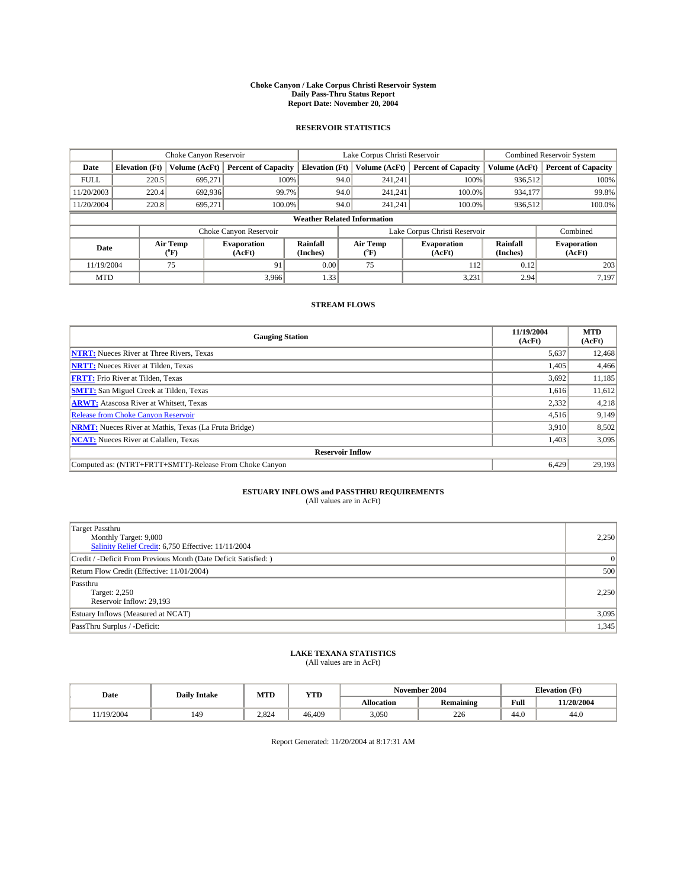**Choke Canyon / Lake Corpus Christi Reservoir System**
**Daily Pass-Thru Status Report**
**Report Date: November 20, 2004**

## RESERVOIR STATISTICS

| | Choke Canyon Reservoir | | | Lake Corpus Christi Reservoir | | | Combined Reservoir System | |
|---|---|---|---|---|---|---|---|---|
| **Date** | **Elevation (Ft)** | **Volume (AcFt)** | **Percent of Capacity** | **Elevation (Ft)** | **Volume (AcFt)** | **Percent of Capacity** | **Volume (AcFt)** | **Percent of Capacity** |
| FULL | 220.5 | 695,271 | 100% | 94.0 | 241,241 | 100% | 936,512 | 100% |
| 11/20/2003 | 220.4 | 692,936 | 99.7% | 94.0 | 241,241 | 100.0% | 934,177 | 99.8% |
| 11/20/2004 | 220.8 | 695,271 | 100.0% | 94.0 | 241,241 | 100.0% | 936,512 | 100.0% |

**Weather Related Information**

| | Choke Canyon Reservoir | | | Lake Corpus Christi Reservoir | | | Combined |
|---|---|---|---|---|---|---|---|
| **Date** | **Air Temp (°F)** | **Evaporation (AcFt)** | **Rainfall (Inches)** | **Air Temp (°F)** | **Evaporation (AcFt)** | **Rainfall (Inches)** | **Evaporation (AcFt)** |
| 11/19/2004 | 75 | 91 | 0.00 | 75 | 112 | 0.12 | 203 |
| MTD | | 3,966 | 1.33 | | 3,231 | 2.94 | 7,197 |

## STREAM FLOWS

| Gauging Station | 11/19/2004 (AcFt) | MTD (AcFt) |
|---|---|---|
| **NTRT:** Nueces River at Three Rivers, Texas | 5,637 | 12,468 |
| **NRTT:** Nueces River at Tilden, Texas | 1,405 | 4,466 |
| **FRTT:** Frio River at Tilden, Texas | 3,692 | 11,185 |
| **SMTT:** San Miguel Creek at Tilden, Texas | 1,616 | 11,612 |
| **ARWT:** Atascosa River at Whitsett, Texas | 2,332 | 4,218 |
| Release from Choke Canyon Reservoir | 4,516 | 9,149 |
| **NRMT:** Nueces River at Mathis, Texas (La Fruta Bridge) | 3,910 | 8,502 |
| **NCAT:** Nueces River at Calallen, Texas | 1,403 | 3,095 |
| **Reservoir Inflow** | | |
| Computed as: (NTRT+FRTT+SMTT)-Release From Choke Canyon | 6,429 | 29,193 |

## ESTUARY INFLOWS and PASSTHRU REQUIREMENTS

(All values are in AcFt)

| | |
|---|---|
| Target Passthru<br>Monthly Target: 9,000<br>Salinity Relief Credit: 6,750 Effective: 11/11/2004 | 2,250 |
| Credit / -Deficit From Previous Month (Date Deficit Satisfied: ) | 0 |
| Return Flow Credit (Effective: 11/01/2004) | 500 |
| Passthru<br>Target: 2,250<br>Reservoir Inflow: 29,193 | 2,250 |
| Estuary Inflows (Measured at NCAT) | 3,095 |
| PassThru Surplus / -Deficit: | 1,345 |

## LAKE TEXANA STATISTICS

(All values are in AcFt)

| Date | Daily Intake | MTD | YTD | November 2004 | | Elevation (Ft) | |
|---|---|---|---|---|---|---|---|
| | | | | **Allocation** | **Remaining** | **Full** | **11/20/2004** |
| 11/19/2004 | 149 | 2,824 | 46,409 | 3,050 | 226 | 44.0 | 44.0 |

Report Generated: 11/20/2004 at 8:17:31 AM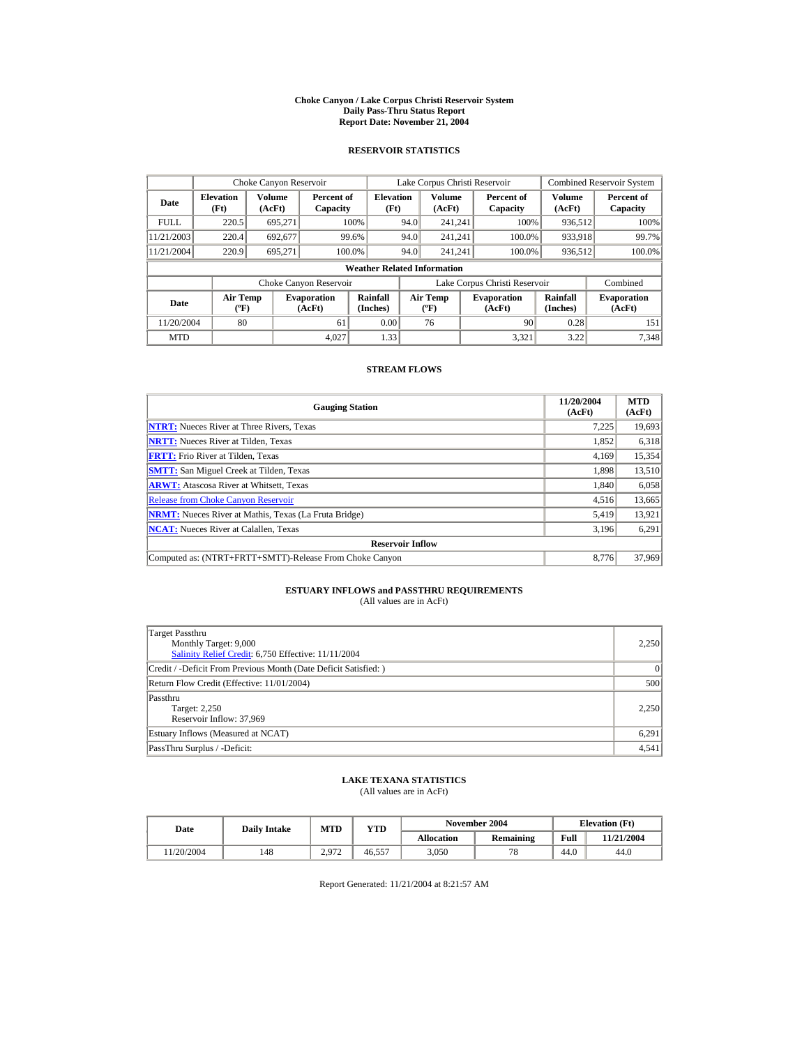# Choke Canyon / Lake Corpus Christi Reservoir System
## Daily Pass-Thru Status Report
### Report Date: November 21, 2004

## RESERVOIR STATISTICS

| Date | Choke Canyon Reservoir | | | Lake Corpus Christi Reservoir | | | Combined Reservoir System | |
|---|---|---|---|---|---|---|---|---|
| | Elevation (Ft) | Volume (AcFt) | Percent of Capacity | Elevation (Ft) | Volume (AcFt) | Percent of Capacity | Volume (AcFt) | Percent of Capacity |
| FULL | 220.5 | 695,271 | 100% | 94.0 | 241,241 | 100% | 936,512 | 100% |
| 11/21/2003 | 220.4 | 692,677 | 99.6% | 94.0 | 241,241 | 100.0% | 933,918 | 99.7% |
| 11/21/2004 | 220.9 | 695,271 | 100.0% | 94.0 | 241,241 | 100.0% | 936,512 | 100.0% |

**Weather Related Information**

| Date | Choke Canyon Reservoir | | | Lake Corpus Christi Reservoir | | | Combined |
|---|---|---|---|---|---|---|---|
| | Air Temp (ºF) | Evaporation (AcFt) | Rainfall (Inches) | Air Temp (ºF) | Evaporation (AcFt) | Rainfall (Inches) | Evaporation (AcFt) |
| 11/20/2004 | 80 | 61 | 0.00 | 76 | 90 | 0.28 | 151 |
| MTD | | 4,027 | 1.33 | | 3,321 | 3.22 | 7,348 |

## STREAM FLOWS

| Gauging Station | 11/20/2004 (AcFt) | MTD (AcFt) |
|---|---|---|
| **NTRT:** Nueces River at Three Rivers, Texas | 7,225 | 19,693 |
| **NRTT:** Nueces River at Tilden, Texas | 1,852 | 6,318 |
| **FRTT:** Frio River at Tilden, Texas | 4,169 | 15,354 |
| **SMTT:** San Miguel Creek at Tilden, Texas | 1,898 | 13,510 |
| **ARWT:** Atascosa River at Whitsett, Texas | 1,840 | 6,058 |
| Release from Choke Canyon Reservoir | 4,516 | 13,665 |
| **NRMT:** Nueces River at Mathis, Texas (La Fruta Bridge) | 5,419 | 13,921 |
| **NCAT:** Nueces River at Calallen, Texas | 3,196 | 6,291 |
| **Reservoir Inflow** | | |
| Computed as: (NTRT+FRTT+SMTT)-Release From Choke Canyon | 8,776 | 37,969 |

## ESTUARY INFLOWS and PASSTHRU REQUIREMENTS
(All values are in AcFt)

| | |
|---|---|
| Target Passthru<br>Monthly Target: 9,000<br>Salinity Relief Credit: 6,750 Effective: 11/11/2004 | 2,250 |
| Credit / -Deficit From Previous Month (Date Deficit Satisfied: ) | 0 |
| Return Flow Credit (Effective: 11/01/2004) | 500 |
| Passthru<br>Target: 2,250<br>Reservoir Inflow: 37,969 | 2,250 |
| Estuary Inflows (Measured at NCAT) | 6,291 |
| PassThru Surplus / -Deficit: | 4,541 |

## LAKE TEXANA STATISTICS
(All values are in AcFt)

| Date | Daily Intake | MTD | YTD | November 2004 | | Elevation (Ft) | |
|---|---|---|---|---|---|---|---|
| | | | | Allocation | Remaining | Full | 11/21/2004 |
| 11/20/2004 | 148 | 2,972 | 46,557 | 3,050 | 78 | 44.0 | 44.0 |

Report Generated: 11/21/2004 at 8:21:57 AM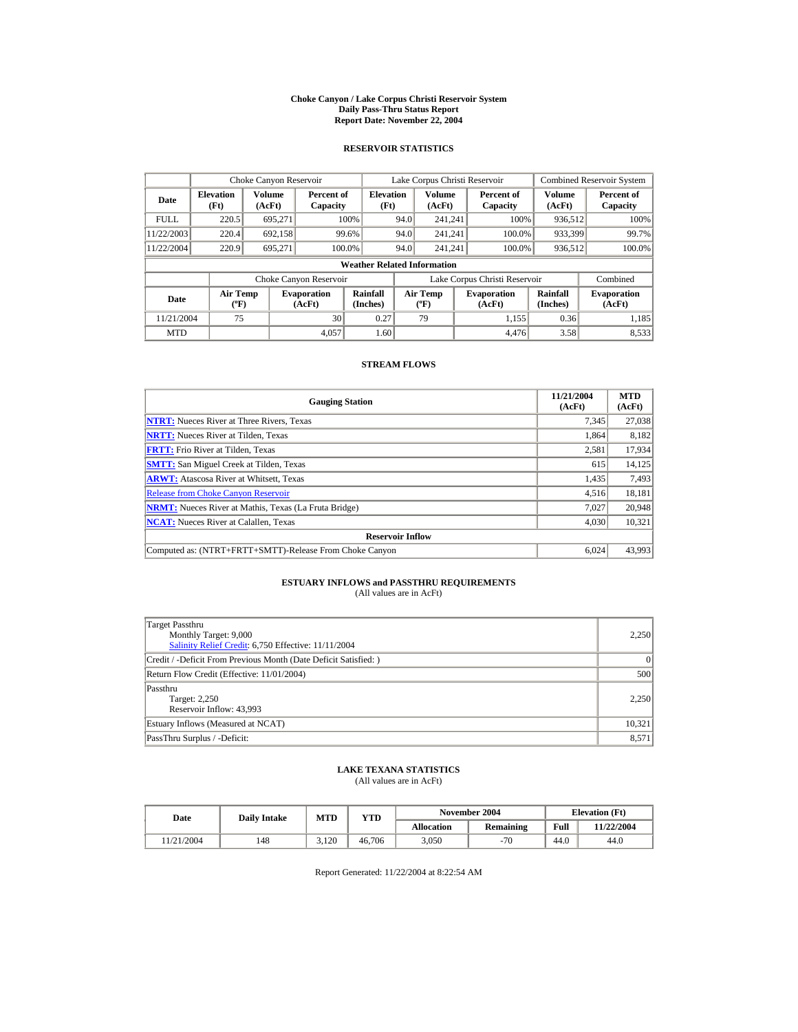# Choke Canyon / Lake Corpus Christi Reservoir System
## Daily Pass-Thru Status Report
### Report Date: November 22, 2004

## RESERVOIR STATISTICS

| Date | Choke Canyon Reservoir | | | Lake Corpus Christi Reservoir | | | Combined Reservoir System | |
|---|---|---|---|---|---|---|---|---|
| | Elevation (Ft) | Volume (AcFt) | Percent of Capacity | Elevation (Ft) | Volume (AcFt) | Percent of Capacity | Volume (AcFt) | Percent of Capacity |
| FULL | 220.5 | 695,271 | 100% | 94.0 | 241,241 | 100% | 936,512 | 100% |
| 11/22/2003 | 220.4 | 692,158 | 99.6% | 94.0 | 241,241 | 100.0% | 933,399 | 99.7% |
| 11/22/2004 | 220.9 | 695,271 | 100.0% | 94.0 | 241,241 | 100.0% | 936,512 | 100.0% |

**Weather Related Information**

| Date | Choke Canyon Reservoir | | | Lake Corpus Christi Reservoir | | | Combined |
|---|---|---|---|---|---|---|---|
| | Air Temp (ºF) | Evaporation (AcFt) | Rainfall (Inches) | Air Temp (ºF) | Evaporation (AcFt) | Rainfall (Inches) | Evaporation (AcFt) |
| 11/21/2004 | 75 | 30 | 0.27 | 79 | 1,155 | 0.36 | 1,185 |
| MTD | | 4,057 | 1.60 | | 4,476 | 3.58 | 8,533 |

## STREAM FLOWS

| Gauging Station | 11/21/2004 (AcFt) | MTD (AcFt) |
|---|---|---|
| **NTRT:** Nueces River at Three Rivers, Texas | 7,345 | 27,038 |
| **NRTT:** Nueces River at Tilden, Texas | 1,864 | 8,182 |
| **FRTT:** Frio River at Tilden, Texas | 2,581 | 17,934 |
| **SMTT:** San Miguel Creek at Tilden, Texas | 615 | 14,125 |
| **ARWT:** Atascosa River at Whitsett, Texas | 1,435 | 7,493 |
| Release from Choke Canyon Reservoir | 4,516 | 18,181 |
| **NRMT:** Nueces River at Mathis, Texas (La Fruta Bridge) | 7,027 | 20,948 |
| **NCAT:** Nueces River at Calallen, Texas | 4,030 | 10,321 |
| **Reservoir Inflow** | | |
| Computed as: (NTRT+FRTT+SMTT)-Release From Choke Canyon | 6,024 | 43,993 |

## ESTUARY INFLOWS and PASSTHRU REQUIREMENTS
(All values are in AcFt)

| | |
|---|---|
| Target Passthru<br>Monthly Target: 9,000<br>Salinity Relief Credit: 6,750 Effective: 11/11/2004 | 2,250 |
| Credit / -Deficit From Previous Month (Date Deficit Satisfied: ) | 0 |
| Return Flow Credit (Effective: 11/01/2004) | 500 |
| Passthru<br>Target: 2,250<br>Reservoir Inflow: 43,993 | 2,250 |
| Estuary Inflows (Measured at NCAT) | 10,321 |
| PassThru Surplus / -Deficit: | 8,571 |

## LAKE TEXANA STATISTICS
(All values are in AcFt)

| Date | Daily Intake | MTD | YTD | November 2004 | | Elevation (Ft) | |
|---|---|---|---|---|---|---|---|
| | | | | Allocation | Remaining | Full | 11/22/2004 |
| 11/21/2004 | 148 | 3,120 | 46,706 | 3,050 | -70 | 44.0 | 44.0 |

Report Generated: 11/22/2004 at 8:22:54 AM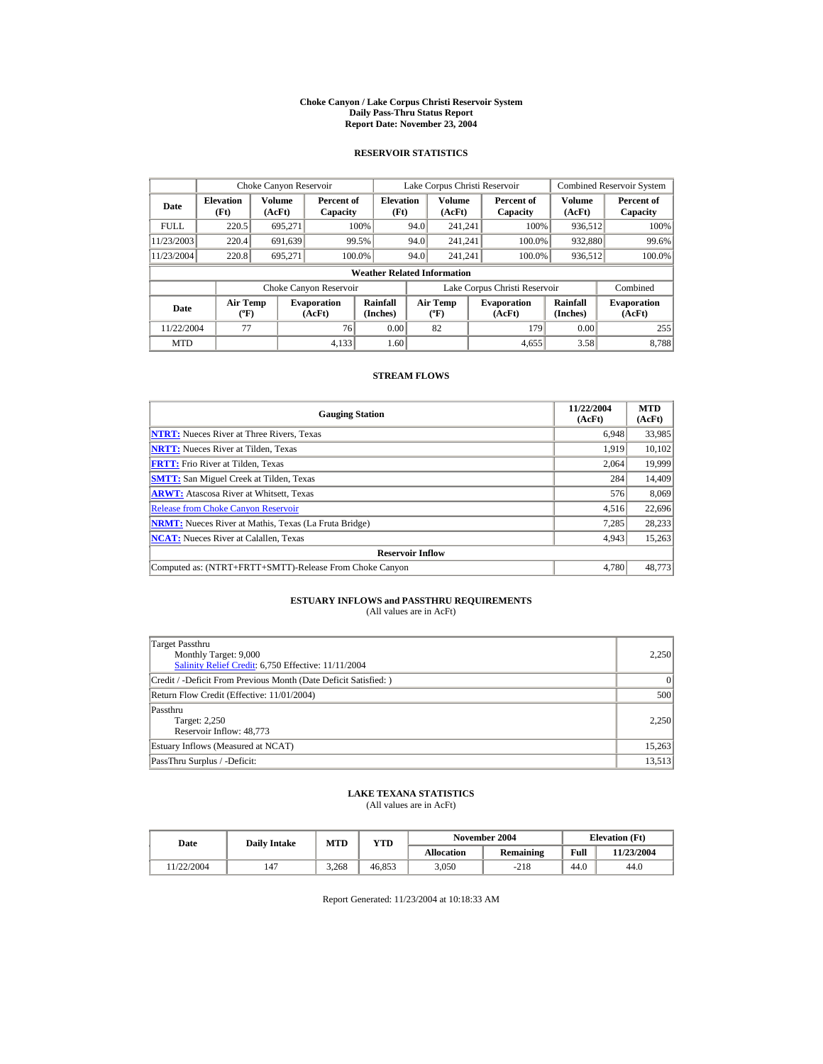# Choke Canyon / Lake Corpus Christi Reservoir System
## Daily Pass-Thru Status Report
## Report Date: November 23, 2004

### RESERVOIR STATISTICS

| | Choke Canyon Reservoir | | | Lake Corpus Christi Reservoir | | | Combined Reservoir System | |
|---|---|---|---|---|---|---|---|---|
| Date | Elevation (Ft) | Volume (AcFt) | Percent of Capacity | Elevation (Ft) | Volume (AcFt) | Percent of Capacity | Volume (AcFt) | Percent of Capacity |
| FULL | 220.5 | 695,271 | 100% | 94.0 | 241,241 | 100% | 936,512 | 100% |
| 11/23/2003 | 220.4 | 691,639 | 99.5% | 94.0 | 241,241 | 100.0% | 932,880 | 99.6% |
| 11/23/2004 | 220.8 | 695,271 | 100.0% | 94.0 | 241,241 | 100.0% | 936,512 | 100.0% |

**Weather Related Information**

| | Choke Canyon Reservoir | | | Lake Corpus Christi Reservoir | | | Combined |
|---|---|---|---|---|---|---|---|
| Date | Air Temp (ºF) | Evaporation (AcFt) | Rainfall (Inches) | Air Temp (ºF) | Evaporation (AcFt) | Rainfall (Inches) | Evaporation (AcFt) |
| 11/22/2004 | 77 | 76 | 0.00 | 82 | 179 | 0.00 | 255 |
| MTD | | 4,133 | 1.60 | | 4,655 | 3.58 | 8,788 |

### STREAM FLOWS

| Gauging Station | 11/22/2004 (AcFt) | MTD (AcFt) |
|---|---|---|
| NTRT: Nueces River at Three Rivers, Texas | 6,948 | 33,985 |
| NRTT: Nueces River at Tilden, Texas | 1,919 | 10,102 |
| FRTT: Frio River at Tilden, Texas | 2,064 | 19,999 |
| SMTT: San Miguel Creek at Tilden, Texas | 284 | 14,409 |
| ARWT: Atascosa River at Whitsett, Texas | 576 | 8,069 |
| Release from Choke Canyon Reservoir | 4,516 | 22,696 |
| NRMT: Nueces River at Mathis, Texas (La Fruta Bridge) | 7,285 | 28,233 |
| NCAT: Nueces River at Calallen, Texas | 4,943 | 15,263 |
| **Reservoir Inflow** | | |
| Computed as: (NTRT+FRTT+SMTT)-Release From Choke Canyon | 4,780 | 48,773 |

### ESTUARY INFLOWS and PASSTHRU REQUIREMENTS
(All values are in AcFt)

| | |
|---|---|
| Target Passthru<br>Monthly Target: 9,000<br>Salinity Relief Credit: 6,750 Effective: 11/11/2004 | 2,250 |
| Credit / -Deficit From Previous Month (Date Deficit Satisfied: ) | 0 |
| Return Flow Credit (Effective: 11/01/2004) | 500 |
| Passthru<br>Target: 2,250<br>Reservoir Inflow: 48,773 | 2,250 |
| Estuary Inflows (Measured at NCAT) | 15,263 |
| PassThru Surplus / -Deficit: | 13,513 |

### LAKE TEXANA STATISTICS
(All values are in AcFt)

| Date | Daily Intake | MTD | YTD | November 2004 | | Elevation (Ft) | |
|---|---|---|---|---|---|---|---|
| | | | | Allocation | Remaining | Full | 11/23/2004 |
| 11/22/2004 | 147 | 3,268 | 46,853 | 3,050 | -218 | 44.0 | 44.0 |

Report Generated: 11/23/2004 at 10:18:33 AM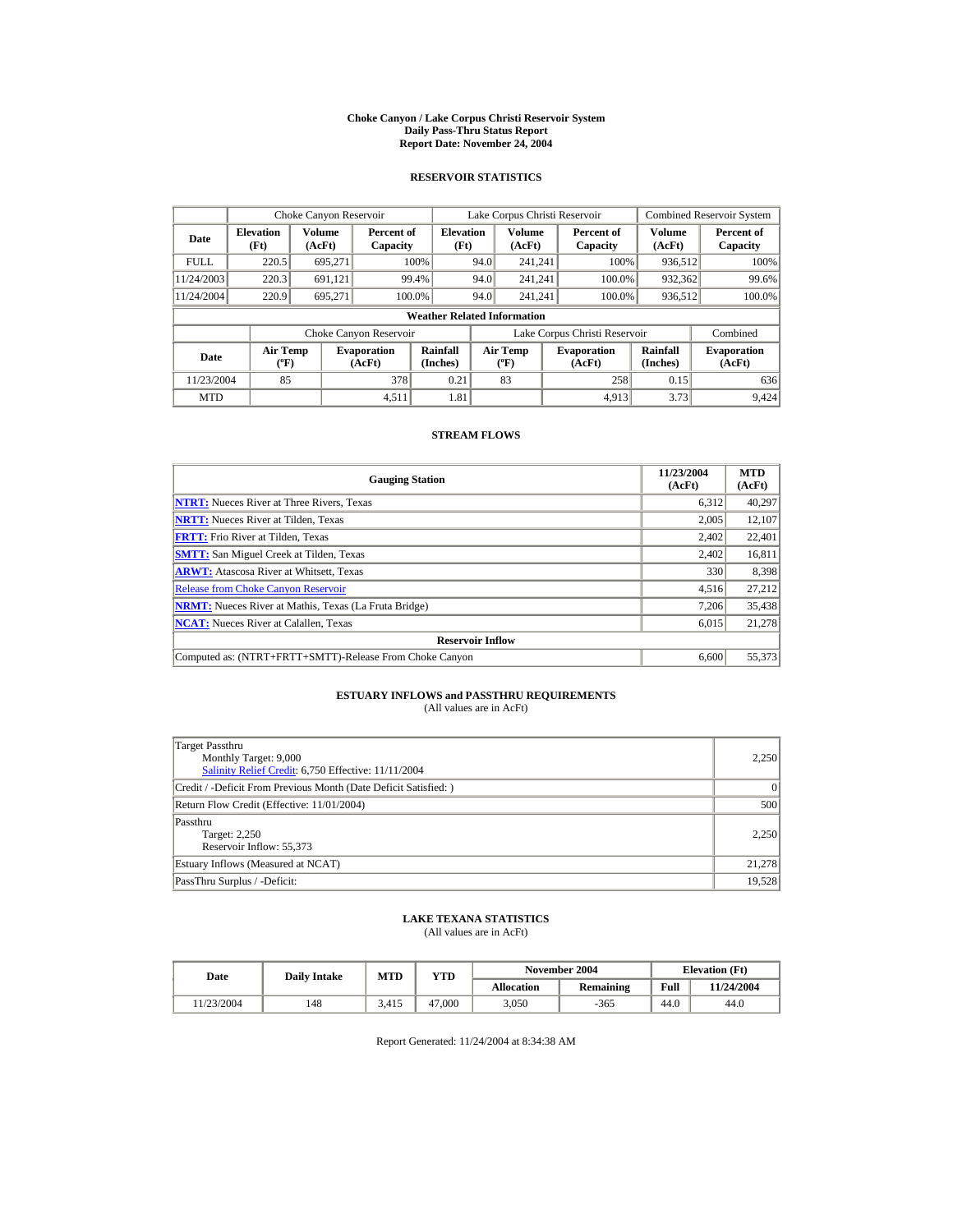# Choke Canyon / Lake Corpus Christi Reservoir System
## Daily Pass-Thru Status Report
## Report Date: November 24, 2004

### RESERVOIR STATISTICS

| Date | Choke Canyon Reservoir | | | Lake Corpus Christi Reservoir | | | Combined Reservoir System | |
|---|---|---|---|---|---|---|---|---|
| | Elevation (Ft) | Volume (AcFt) | Percent of Capacity | Elevation (Ft) | Volume (AcFt) | Percent of Capacity | Volume (AcFt) | Percent of Capacity |
| FULL | 220.5 | 695,271 | 100% | 94.0 | 241,241 | 100% | 936,512 | 100% |
| 11/24/2003 | 220.3 | 691,121 | 99.4% | 94.0 | 241,241 | 100.0% | 932,362 | 99.6% |
| 11/24/2004 | 220.9 | 695,271 | 100.0% | 94.0 | 241,241 | 100.0% | 936,512 | 100.0% |

**Weather Related Information**

| Date | Choke Canyon Reservoir | | | Lake Corpus Christi Reservoir | | | Combined |
|---|---|---|---|---|---|---|---|
| | Air Temp (ºF) | Evaporation (AcFt) | Rainfall (Inches) | Air Temp (ºF) | Evaporation (AcFt) | Rainfall (Inches) | Evaporation (AcFt) |
| 11/23/2004 | 85 | 378 | 0.21 | 83 | 258 | 0.15 | 636 |
| MTD | | 4,511 | 1.81 | | 4,913 | 3.73 | 9,424 |

### STREAM FLOWS

| Gauging Station | 11/23/2004 (AcFt) | MTD (AcFt) |
|---|---|---|
| **NTRT:** Nueces River at Three Rivers, Texas | 6,312 | 40,297 |
| **NRTT:** Nueces River at Tilden, Texas | 2,005 | 12,107 |
| **FRTT:** Frio River at Tilden, Texas | 2,402 | 22,401 |
| **SMTT:** San Miguel Creek at Tilden, Texas | 2,402 | 16,811 |
| **ARWT:** Atascosa River at Whitsett, Texas | 330 | 8,398 |
| Release from Choke Canyon Reservoir | 4,516 | 27,212 |
| **NRMT:** Nueces River at Mathis, Texas (La Fruta Bridge) | 7,206 | 35,438 |
| **NCAT:** Nueces River at Calallen, Texas | 6,015 | 21,278 |
| **Reservoir Inflow** | | |
| Computed as: (NTRT+FRTT+SMTT)-Release From Choke Canyon | 6,600 | 55,373 |

### ESTUARY INFLOWS and PASSTHRU REQUIREMENTS
(All values are in AcFt)

| | |
|---|---|
| Target Passthru<br>Monthly Target: 9,000<br>Salinity Relief Credit: 6,750 Effective: 11/11/2004 | 2,250 |
| Credit / -Deficit From Previous Month (Date Deficit Satisfied: ) | 0 |
| Return Flow Credit (Effective: 11/01/2004) | 500 |
| Passthru<br>Target: 2,250<br>Reservoir Inflow: 55,373 | 2,250 |
| Estuary Inflows (Measured at NCAT) | 21,278 |
| PassThru Surplus / -Deficit: | 19,528 |

### LAKE TEXANA STATISTICS
(All values are in AcFt)

| Date | Daily Intake | MTD | YTD | November 2004 | | Elevation (Ft) | |
|---|---|---|---|---|---|---|---|
| | | | | Allocation | Remaining | Full | 11/24/2004 |
| 11/23/2004 | 148 | 3,415 | 47,000 | 3,050 | -365 | 44.0 | 44.0 |

Report Generated: 11/24/2004 at 8:34:38 AM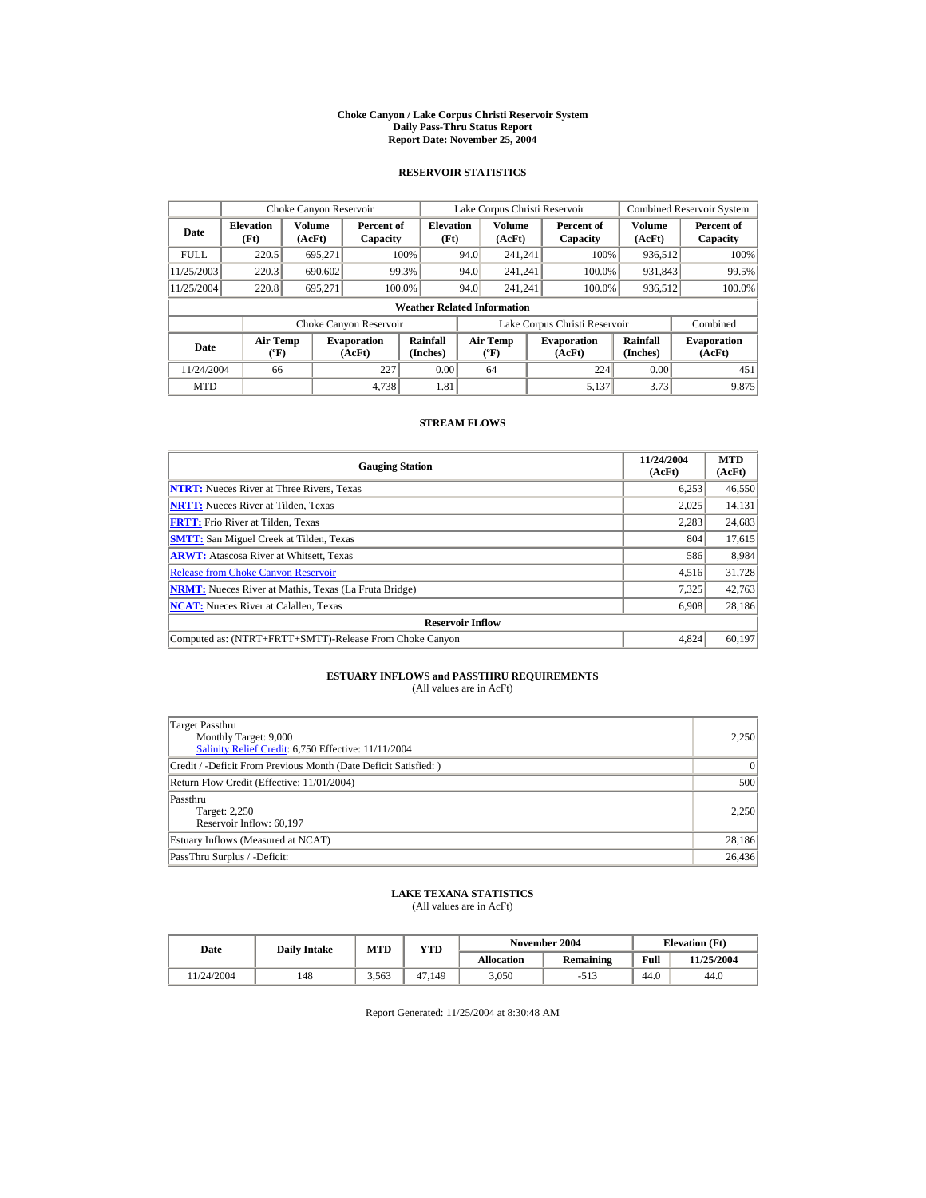# Choke Canyon / Lake Corpus Christi Reservoir System
## Daily Pass-Thru Status Report
## Report Date: November 25, 2004

### RESERVOIR STATISTICS

| | Choke Canyon Reservoir | | | Lake Corpus Christi Reservoir | | | Combined Reservoir System | |
|---|---|---|---|---|---|---|---|---|
| Date | Elevation (Ft) | Volume (AcFt) | Percent of Capacity | Elevation (Ft) | Volume (AcFt) | Percent of Capacity | Volume (AcFt) | Percent of Capacity |
| FULL | 220.5 | 695,271 | 100% | 94.0 | 241,241 | 100% | 936,512 | 100% |
| 11/25/2003 | 220.3 | 690,602 | 99.3% | 94.0 | 241,241 | 100.0% | 931,843 | 99.5% |
| 11/25/2004 | 220.8 | 695,271 | 100.0% | 94.0 | 241,241 | 100.0% | 936,512 | 100.0% |

**Weather Related Information**

| | Choke Canyon Reservoir | | | Lake Corpus Christi Reservoir | | | Combined |
|---|---|---|---|---|---|---|---|
| Date | Air Temp (ºF) | Evaporation (AcFt) | Rainfall (Inches) | Air Temp (ºF) | Evaporation (AcFt) | Rainfall (Inches) | Evaporation (AcFt) |
| 11/24/2004 | 66 | 227 | 0.00 | 64 | 224 | 0.00 | 451 |
| MTD | | 4,738 | 1.81 | | 5,137 | 3.73 | 9,875 |

### STREAM FLOWS

| Gauging Station | 11/24/2004 (AcFt) | MTD (AcFt) |
|---|---|---|
| **NTRT:** Nueces River at Three Rivers, Texas | 6,253 | 46,550 |
| **NRTT:** Nueces River at Tilden, Texas | 2,025 | 14,131 |
| **FRTT:** Frio River at Tilden, Texas | 2,283 | 24,683 |
| **SMTT:** San Miguel Creek at Tilden, Texas | 804 | 17,615 |
| **ARWT:** Atascosa River at Whitsett, Texas | 586 | 8,984 |
| Release from Choke Canyon Reservoir | 4,516 | 31,728 |
| **NRMT:** Nueces River at Mathis, Texas (La Fruta Bridge) | 7,325 | 42,763 |
| **NCAT:** Nueces River at Calallen, Texas | 6,908 | 28,186 |
| **Reservoir Inflow** | | |
| Computed as: (NTRT+FRTT+SMTT)-Release From Choke Canyon | 4,824 | 60,197 |

### ESTUARY INFLOWS and PASSTHRU REQUIREMENTS
(All values are in AcFt)

| | |
|---|---|
| Target Passthru<br>Monthly Target: 9,000<br>Salinity Relief Credit: 6,750 Effective: 11/11/2004 | 2,250 |
| Credit / -Deficit From Previous Month (Date Deficit Satisfied: ) | 0 |
| Return Flow Credit (Effective: 11/01/2004) | 500 |
| Passthru<br>Target: 2,250<br>Reservoir Inflow: 60,197 | 2,250 |
| Estuary Inflows (Measured at NCAT) | 28,186 |
| PassThru Surplus / -Deficit: | 26,436 |

### LAKE TEXANA STATISTICS
(All values are in AcFt)

| Date | Daily Intake | MTD | YTD | November 2004 | | Elevation (Ft) | |
|---|---|---|---|---|---|---|---|
| | | | | Allocation | Remaining | Full | 11/25/2004 |
| 11/24/2004 | 148 | 3,563 | 47,149 | 3,050 | -513 | 44.0 | 44.0 |

Report Generated: 11/25/2004 at 8:30:48 AM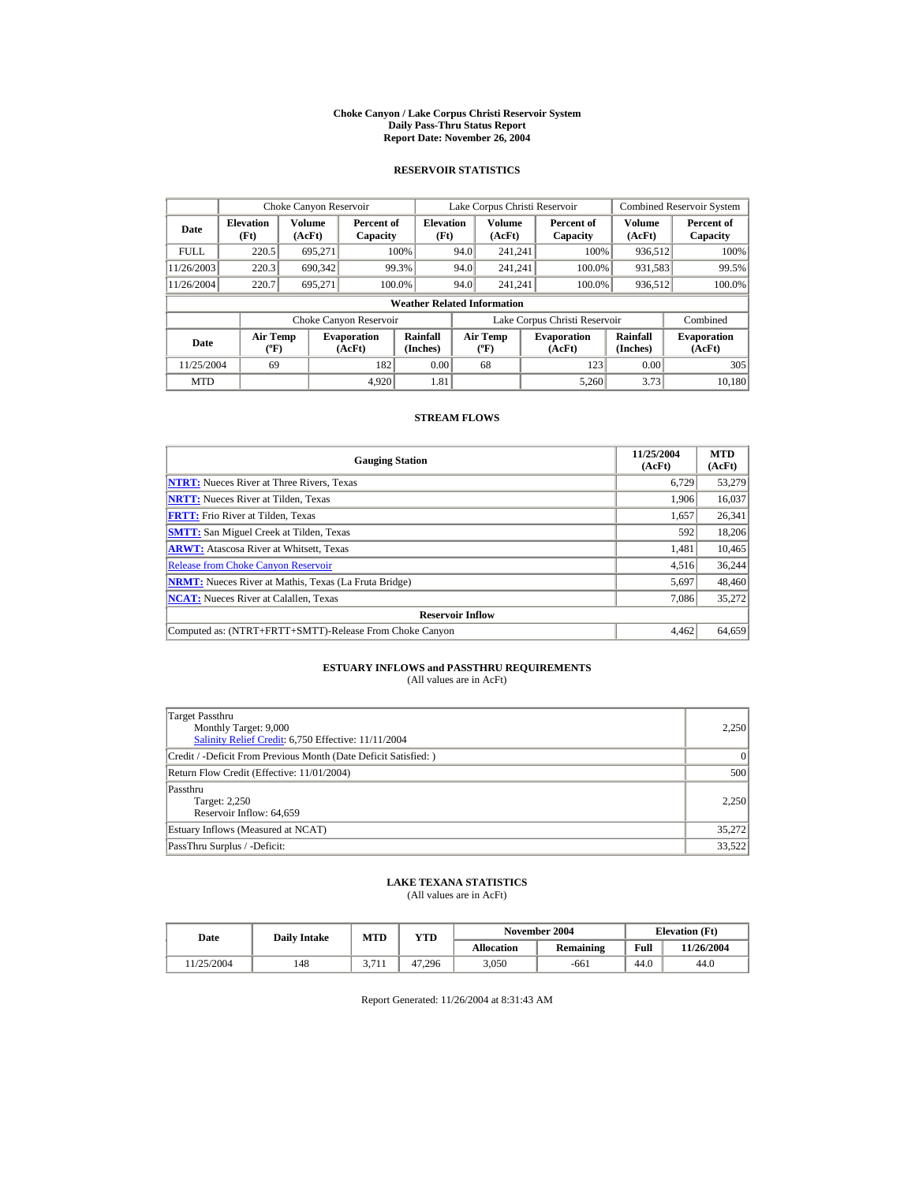# Choke Canyon / Lake Corpus Christi Reservoir System
## Daily Pass-Thru Status Report
## Report Date: November 26, 2004

### RESERVOIR STATISTICS

| Date | Choke Canyon Reservoir | | | Lake Corpus Christi Reservoir | | | Combined Reservoir System | |
|---|---|---|---|---|---|---|---|---|
| | Elevation (Ft) | Volume (AcFt) | Percent of Capacity | Elevation (Ft) | Volume (AcFt) | Percent of Capacity | Volume (AcFt) | Percent of Capacity |
| FULL | 220.5 | 695,271 | 100% | 94.0 | 241,241 | 100% | 936,512 | 100% |
| 11/26/2003 | 220.3 | 690,342 | 99.3% | 94.0 | 241,241 | 100.0% | 931,583 | 99.5% |
| 11/26/2004 | 220.7 | 695,271 | 100.0% | 94.0 | 241,241 | 100.0% | 936,512 | 100.0% |

**Weather Related Information**

| Date | Choke Canyon Reservoir | | | Lake Corpus Christi Reservoir | | | Combined |
|---|---|---|---|---|---|---|---|
| | Air Temp (ºF) | Evaporation (AcFt) | Rainfall (Inches) | Air Temp (ºF) | Evaporation (AcFt) | Rainfall (Inches) | Evaporation (AcFt) |
| 11/25/2004 | 69 | 182 | 0.00 | 68 | 123 | 0.00 | 305 |
| MTD | | 4,920 | 1.81 | | 5,260 | 3.73 | 10,180 |

### STREAM FLOWS

| Gauging Station | 11/25/2004 (AcFt) | MTD (AcFt) |
|---|---|---|
| **NTRT:** Nueces River at Three Rivers, Texas | 6,729 | 53,279 |
| **NRTT:** Nueces River at Tilden, Texas | 1,906 | 16,037 |
| **FRTT:** Frio River at Tilden, Texas | 1,657 | 26,341 |
| **SMTT:** San Miguel Creek at Tilden, Texas | 592 | 18,206 |
| **ARWT:** Atascosa River at Whitsett, Texas | 1,481 | 10,465 |
| Release from Choke Canyon Reservoir | 4,516 | 36,244 |
| **NRMT:** Nueces River at Mathis, Texas (La Fruta Bridge) | 5,697 | 48,460 |
| **NCAT:** Nueces River at Calallen, Texas | 7,086 | 35,272 |
| **Reservoir Inflow** | | |
| Computed as: (NTRT+FRTT+SMTT)-Release From Choke Canyon | 4,462 | 64,659 |

### ESTUARY INFLOWS and PASSTHRU REQUIREMENTS
(All values are in AcFt)

| | |
|---|---|
| Target Passthru<br>Monthly Target: 9,000<br>Salinity Relief Credit: 6,750 Effective: 11/11/2004 | 2,250 |
| Credit / -Deficit From Previous Month (Date Deficit Satisfied: ) | 0 |
| Return Flow Credit (Effective: 11/01/2004) | 500 |
| Passthru<br>Target: 2,250<br>Reservoir Inflow: 64,659 | 2,250 |
| Estuary Inflows (Measured at NCAT) | 35,272 |
| PassThru Surplus / -Deficit: | 33,522 |

### LAKE TEXANA STATISTICS
(All values are in AcFt)

| Date | Daily Intake | MTD | YTD | November 2004 | | Elevation (Ft) | |
|---|---|---|---|---|---|---|---|
| | | | | Allocation | Remaining | Full | 11/26/2004 |
| 11/25/2004 | 148 | 3,711 | 47,296 | 3,050 | -661 | 44.0 | 44.0 |

Report Generated: 11/26/2004 at 8:31:43 AM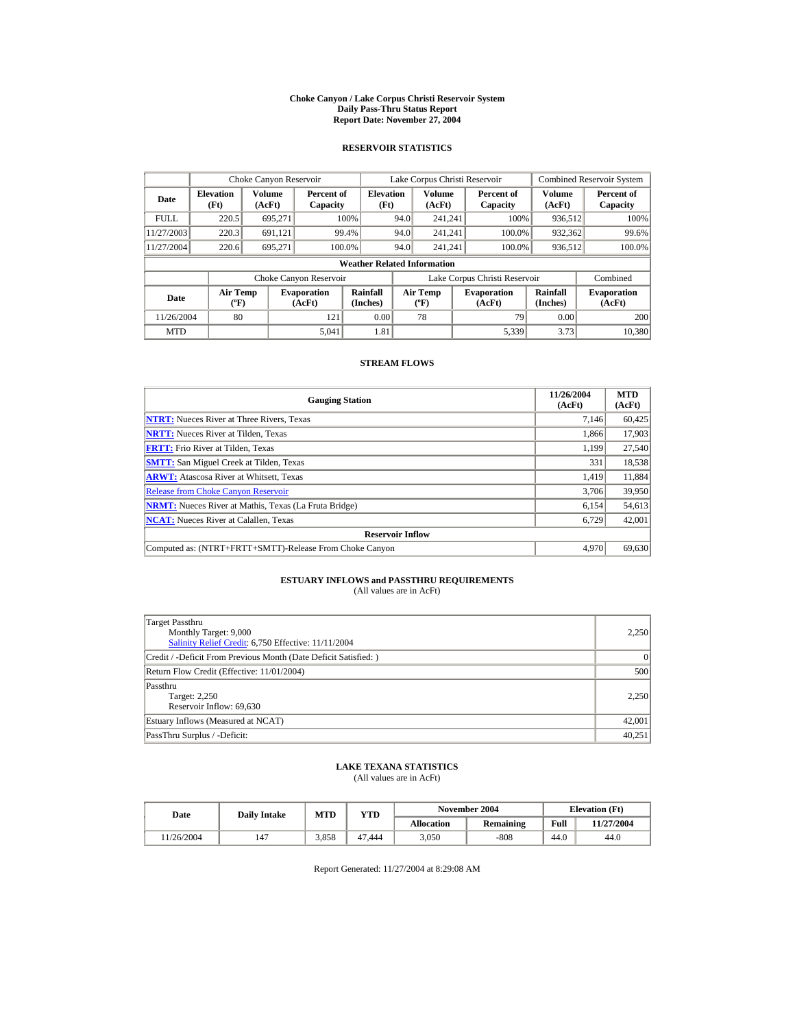# Choke Canyon / Lake Corpus Christi Reservoir System
## Daily Pass-Thru Status Report
## Report Date: November 27, 2004

### RESERVOIR STATISTICS

| | Choke Canyon Reservoir | | | Lake Corpus Christi Reservoir | | | Combined Reservoir System | |
|---|---|---|---|---|---|---|---|---|
| **Date** | **Elevation (Ft)** | **Volume (AcFt)** | **Percent of Capacity** | **Elevation (Ft)** | **Volume (AcFt)** | **Percent of Capacity** | **Volume (AcFt)** | **Percent of Capacity** |
| FULL | 220.5 | 695,271 | 100% | 94.0 | 241,241 | 100% | 936,512 | 100% |
| 11/27/2003 | 220.3 | 691,121 | 99.4% | 94.0 | 241,241 | 100.0% | 932,362 | 99.6% |
| 11/27/2004 | 220.6 | 695,271 | 100.0% | 94.0 | 241,241 | 100.0% | 936,512 | 100.0% |

**Weather Related Information**

| | Choke Canyon Reservoir | | | Lake Corpus Christi Reservoir | | | Combined |
|---|---|---|---|---|---|---|---|
| **Date** | **Air Temp (ºF)** | **Evaporation (AcFt)** | **Rainfall (Inches)** | **Air Temp (ºF)** | **Evaporation (AcFt)** | **Rainfall (Inches)** | **Evaporation (AcFt)** |
| 11/26/2004 | 80 | 121 | 0.00 | 78 | 79 | 0.00 | 200 |
| MTD | | 5,041 | 1.81 | | 5,339 | 3.73 | 10,380 |

### STREAM FLOWS

| Gauging Station | 11/26/2004 (AcFt) | MTD (AcFt) |
|---|---|---|
| **NTRT:** Nueces River at Three Rivers, Texas | 7,146 | 60,425 |
| **NRTT:** Nueces River at Tilden, Texas | 1,866 | 17,903 |
| **FRTT:** Frio River at Tilden, Texas | 1,199 | 27,540 |
| **SMTT:** San Miguel Creek at Tilden, Texas | 331 | 18,538 |
| **ARWT:** Atascosa River at Whitsett, Texas | 1,419 | 11,884 |
| Release from Choke Canyon Reservoir | 3,706 | 39,950 |
| **NRMT:** Nueces River at Mathis, Texas (La Fruta Bridge) | 6,154 | 54,613 |
| **NCAT:** Nueces River at Calallen, Texas | 6,729 | 42,001 |
| **Reservoir Inflow** | | |
| Computed as: (NTRT+FRTT+SMTT)-Release From Choke Canyon | 4,970 | 69,630 |

### ESTUARY INFLOWS and PASSTHRU REQUIREMENTS
(All values are in AcFt)

| | |
|---|---|
| Target Passthru<br>Monthly Target: 9,000<br>Salinity Relief Credit: 6,750 Effective: 11/11/2004 | 2,250 |
| Credit / -Deficit From Previous Month (Date Deficit Satisfied: ) | 0 |
| Return Flow Credit (Effective: 11/01/2004) | 500 |
| Passthru<br>Target: 2,250<br>Reservoir Inflow: 69,630 | 2,250 |
| Estuary Inflows (Measured at NCAT) | 42,001 |
| PassThru Surplus / -Deficit: | 40,251 |

### LAKE TEXANA STATISTICS
(All values are in AcFt)

| Date | Daily Intake | MTD | YTD | November 2004 | | Elevation (Ft) | |
|---|---|---|---|---|---|---|---|
| | | | | **Allocation** | **Remaining** | **Full** | **11/27/2004** |
| 11/26/2004 | 147 | 3,858 | 47,444 | 3,050 | -808 | 44.0 | 44.0 |

Report Generated: 11/27/2004 at 8:29:08 AM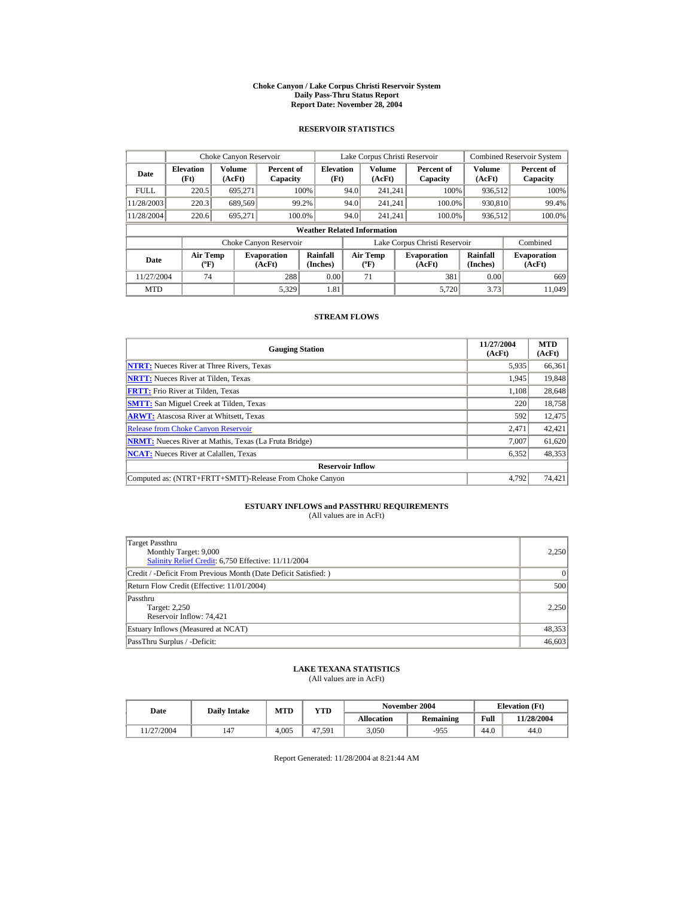# Choke Canyon / Lake Corpus Christi Reservoir System
## Daily Pass-Thru Status Report
## Report Date: November 28, 2004

### RESERVOIR STATISTICS

| Date | Choke Canyon Reservoir | | | Lake Corpus Christi Reservoir | | | Combined Reservoir System | |
|---|---|---|---|---|---|---|---|---|
| | Elevation (Ft) | Volume (AcFt) | Percent of Capacity | Elevation (Ft) | Volume (AcFt) | Percent of Capacity | Volume (AcFt) | Percent of Capacity |
| FULL | 220.5 | 695,271 | 100% | 94.0 | 241,241 | 100% | 936,512 | 100% |
| 11/28/2003 | 220.3 | 689,569 | 99.2% | 94.0 | 241,241 | 100.0% | 930,810 | 99.4% |
| 11/28/2004 | 220.6 | 695,271 | 100.0% | 94.0 | 241,241 | 100.0% | 936,512 | 100.0% |

**Weather Related Information**

| Date | Choke Canyon Reservoir | | | Lake Corpus Christi Reservoir | | | Combined |
|---|---|---|---|---|---|---|---|
| | Air Temp (ºF) | Evaporation (AcFt) | Rainfall (Inches) | Air Temp (ºF) | Evaporation (AcFt) | Rainfall (Inches) | Evaporation (AcFt) |
| 11/27/2004 | 74 | 288 | 0.00 | 71 | 381 | 0.00 | 669 |
| MTD | | 5,329 | 1.81 | | 5,720 | 3.73 | 11,049 |

### STREAM FLOWS

| Gauging Station | 11/27/2004 (AcFt) | MTD (AcFt) |
|---|---|---|
| NTRT: Nueces River at Three Rivers, Texas | 5,935 | 66,361 |
| NRTT: Nueces River at Tilden, Texas | 1,945 | 19,848 |
| FRTT: Frio River at Tilden, Texas | 1,108 | 28,648 |
| SMTT: San Miguel Creek at Tilden, Texas | 220 | 18,758 |
| ARWT: Atascosa River at Whitsett, Texas | 592 | 12,475 |
| Release from Choke Canyon Reservoir | 2,471 | 42,421 |
| NRMT: Nueces River at Mathis, Texas (La Fruta Bridge) | 7,007 | 61,620 |
| NCAT: Nueces River at Calallen, Texas | 6,352 | 48,353 |
| **Reservoir Inflow** | | |
| Computed as: (NTRT+FRTT+SMTT)-Release From Choke Canyon | 4,792 | 74,421 |

### ESTUARY INFLOWS and PASSTHRU REQUIREMENTS
(All values are in AcFt)

| | |
|---|---|
| Target Passthru<br>Monthly Target: 9,000<br>Salinity Relief Credit: 6,750 Effective: 11/11/2004 | 2,250 |
| Credit / -Deficit From Previous Month (Date Deficit Satisfied: ) | 0 |
| Return Flow Credit (Effective: 11/01/2004) | 500 |
| Passthru<br>Target: 2,250<br>Reservoir Inflow: 74,421 | 2,250 |
| Estuary Inflows (Measured at NCAT) | 48,353 |
| PassThru Surplus / -Deficit: | 46,603 |

### LAKE TEXANA STATISTICS
(All values are in AcFt)

| Date | Daily Intake | MTD | YTD | November 2004 | | Elevation (Ft) | |
|---|---|---|---|---|---|---|---|
| | | | | Allocation | Remaining | Full | 11/28/2004 |
| 11/27/2004 | 147 | 4,005 | 47,591 | 3,050 | -955 | 44.0 | 44.0 |

Report Generated: 11/28/2004 at 8:21:44 AM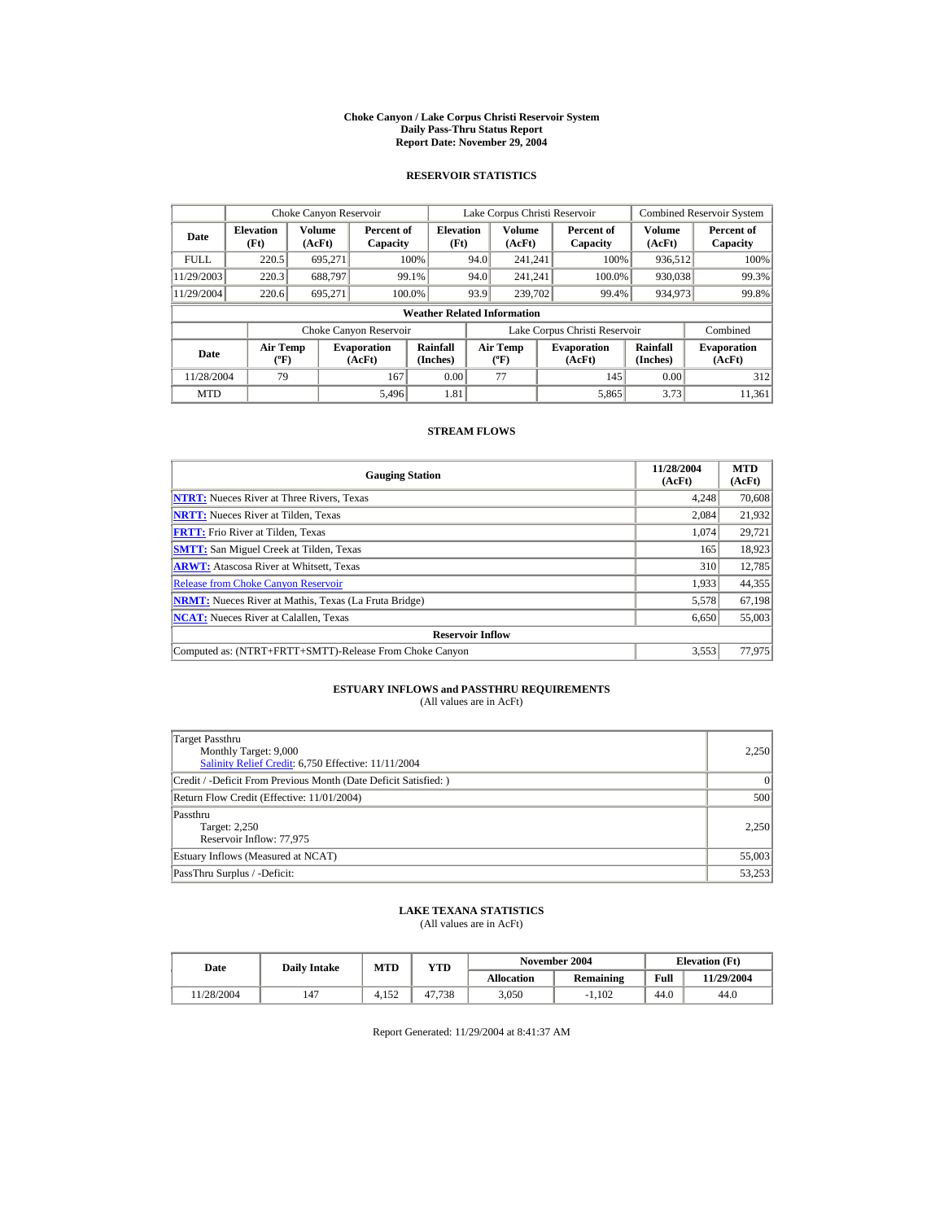# Choke Canyon / Lake Corpus Christi Reservoir System
## Daily Pass-Thru Status Report
### Report Date: November 29, 2004

## RESERVOIR STATISTICS

| Date | Choke Canyon Reservoir | | | Lake Corpus Christi Reservoir | | | Combined Reservoir System | |
|---|---|---|---|---|---|---|---|---|
| | Elevation (Ft) | Volume (AcFt) | Percent of Capacity | Elevation (Ft) | Volume (AcFt) | Percent of Capacity | Volume (AcFt) | Percent of Capacity |
| FULL | 220.5 | 695,271 | 100% | 94.0 | 241,241 | 100% | 936,512 | 100% |
| 11/29/2003 | 220.3 | 688,797 | 99.1% | 94.0 | 241,241 | 100.0% | 930,038 | 99.3% |
| 11/29/2004 | 220.6 | 695,271 | 100.0% | 93.9 | 239,702 | 99.4% | 934,973 | 99.8% |

**Weather Related Information**

| Date | Choke Canyon Reservoir | | | Lake Corpus Christi Reservoir | | | Combined |
|---|---|---|---|---|---|---|---|
| | Air Temp (ºF) | Evaporation (AcFt) | Rainfall (Inches) | Air Temp (ºF) | Evaporation (AcFt) | Rainfall (Inches) | Evaporation (AcFt) |
| 11/28/2004 | 79 | 167 | 0.00 | 77 | 145 | 0.00 | 312 |
| MTD | | 5,496 | 1.81 | | 5,865 | 3.73 | 11,361 |

## STREAM FLOWS

| Gauging Station | 11/28/2004 (AcFt) | MTD (AcFt) |
|---|---|---|
| NTRT: Nueces River at Three Rivers, Texas | 4,248 | 70,608 |
| NRTT: Nueces River at Tilden, Texas | 2,084 | 21,932 |
| FRTT: Frio River at Tilden, Texas | 1,074 | 29,721 |
| SMTT: San Miguel Creek at Tilden, Texas | 165 | 18,923 |
| ARWT: Atascosa River at Whitsett, Texas | 310 | 12,785 |
| Release from Choke Canyon Reservoir | 1,933 | 44,355 |
| NRMT: Nueces River at Mathis, Texas (La Fruta Bridge) | 5,578 | 67,198 |
| NCAT: Nueces River at Calallen, Texas | 6,650 | 55,003 |
| **Reservoir Inflow** | | |
| Computed as: (NTRT+FRTT+SMTT)-Release From Choke Canyon | 3,553 | 77,975 |

## ESTUARY INFLOWS and PASSTHRU REQUIREMENTS
(All values are in AcFt)

| Item | Value |
|---|---|
| Target Passthru<br>Monthly Target: 9,000<br>Salinity Relief Credit: 6,750 Effective: 11/11/2004 | 2,250 |
| Credit / -Deficit From Previous Month (Date Deficit Satisfied: ) | 0 |
| Return Flow Credit (Effective: 11/01/2004) | 500 |
| Passthru<br>Target: 2,250<br>Reservoir Inflow: 77,975 | 2,250 |
| Estuary Inflows (Measured at NCAT) | 55,003 |
| PassThru Surplus / -Deficit: | 53,253 |

## LAKE TEXANA STATISTICS
(All values are in AcFt)

| Date | Daily Intake | MTD | YTD | November 2004 | | Elevation (Ft) | |
|---|---|---|---|---|---|---|---|
| | | | | Allocation | Remaining | Full | 11/29/2004 |
| 11/28/2004 | 147 | 4,152 | 47,738 | 3,050 | -1,102 | 44.0 | 44.0 |

Report Generated: 11/29/2004 at 8:41:37 AM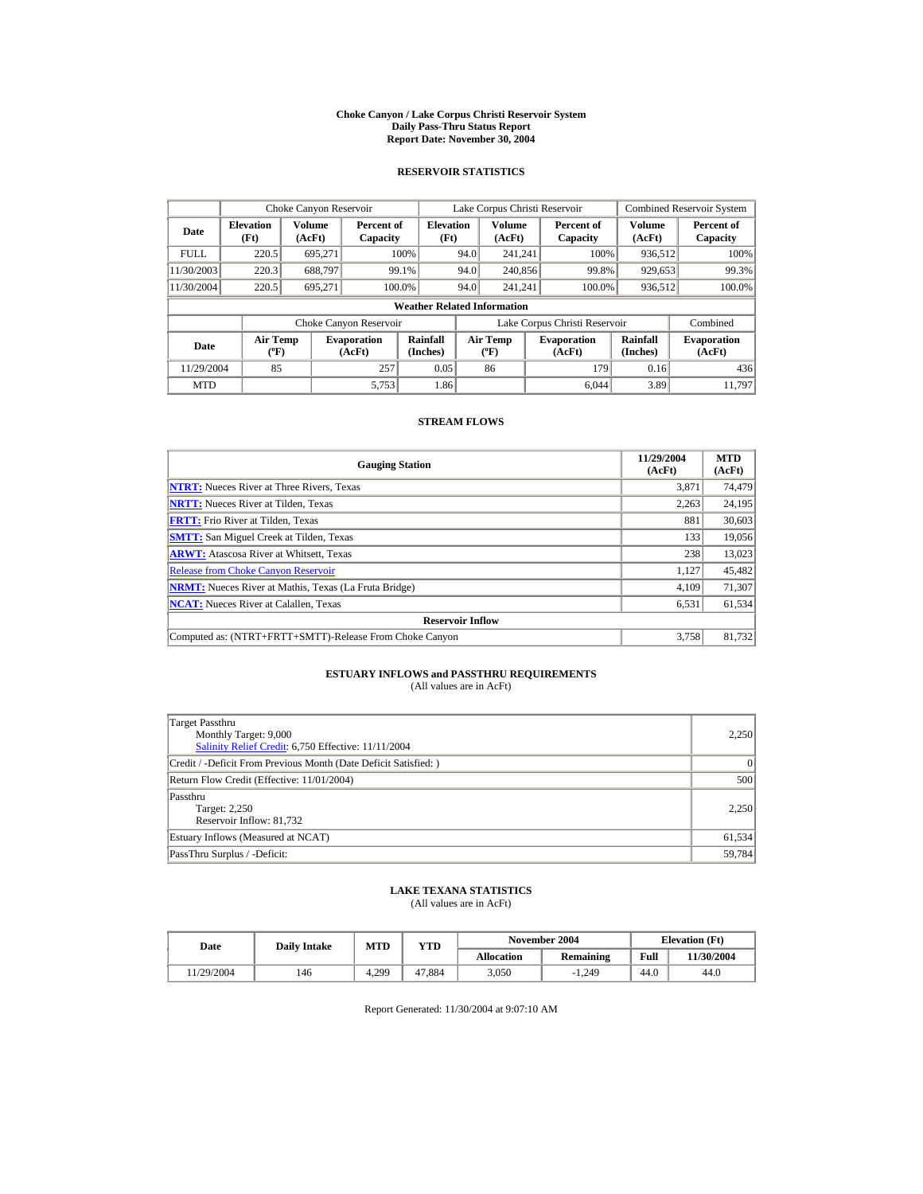# Choke Canyon / Lake Corpus Christi Reservoir System
## Daily Pass-Thru Status Report
### Report Date: November 30, 2004

## RESERVOIR STATISTICS

| | Choke Canyon Reservoir | | | Lake Corpus Christi Reservoir | | | Combined Reservoir System | |
|---|---|---|---|---|---|---|---|---|
| Date | Elevation (Ft) | Volume (AcFt) | Percent of Capacity | Elevation (Ft) | Volume (AcFt) | Percent of Capacity | Volume (AcFt) | Percent of Capacity |
| FULL | 220.5 | 695,271 | 100% | 94.0 | 241,241 | 100% | 936,512 | 100% |
| 11/30/2003 | 220.3 | 688,797 | 99.1% | 94.0 | 240,856 | 99.8% | 929,653 | 99.3% |
| 11/30/2004 | 220.5 | 695,271 | 100.0% | 94.0 | 241,241 | 100.0% | 936,512 | 100.0% |

**Weather Related Information**

| | Choke Canyon Reservoir | | | Lake Corpus Christi Reservoir | | | Combined |
|---|---|---|---|---|---|---|---|
| Date | Air Temp (ºF) | Evaporation (AcFt) | Rainfall (Inches) | Air Temp (ºF) | Evaporation (AcFt) | Rainfall (Inches) | Evaporation (AcFt) |
| 11/29/2004 | 85 | 257 | 0.05 | 86 | 179 | 0.16 | 436 |
| MTD | | 5,753 | 1.86 | | 6,044 | 3.89 | 11,797 |

## STREAM FLOWS

| Gauging Station | 11/29/2004 (AcFt) | MTD (AcFt) |
|---|---|---|
| NTRT: Nueces River at Three Rivers, Texas | 3,871 | 74,479 |
| NRTT: Nueces River at Tilden, Texas | 2,263 | 24,195 |
| FRTT: Frio River at Tilden, Texas | 881 | 30,603 |
| SMTT: San Miguel Creek at Tilden, Texas | 133 | 19,056 |
| ARWT: Atascosa River at Whitsett, Texas | 238 | 13,023 |
| Release from Choke Canyon Reservoir | 1,127 | 45,482 |
| NRMT: Nueces River at Mathis, Texas (La Fruta Bridge) | 4,109 | 71,307 |
| NCAT: Nueces River at Calallen, Texas | 6,531 | 61,534 |
| **Reservoir Inflow** | | |
| Computed as: (NTRT+FRTT+SMTT)-Release From Choke Canyon | 3,758 | 81,732 |

## ESTUARY INFLOWS and PASSTHRU REQUIREMENTS
(All values are in AcFt)

| | |
|---|---|
| Target Passthru<br>Monthly Target: 9,000<br>Salinity Relief Credit: 6,750 Effective: 11/11/2004 | 2,250 |
| Credit / -Deficit From Previous Month (Date Deficit Satisfied: ) | 0 |
| Return Flow Credit (Effective: 11/01/2004) | 500 |
| Passthru<br>Target: 2,250<br>Reservoir Inflow: 81,732 | 2,250 |
| Estuary Inflows (Measured at NCAT) | 61,534 |
| PassThru Surplus / -Deficit: | 59,784 |

## LAKE TEXANA STATISTICS
(All values are in AcFt)

| Date | Daily Intake | MTD | YTD | November 2004 | | Elevation (Ft) | |
|---|---|---|---|---|---|---|---|
| | | | | Allocation | Remaining | Full | 11/30/2004 |
| 11/29/2004 | 146 | 4,299 | 47,884 | 3,050 | -1,249 | 44.0 | 44.0 |

Report Generated: 11/30/2004 at 9:07:10 AM